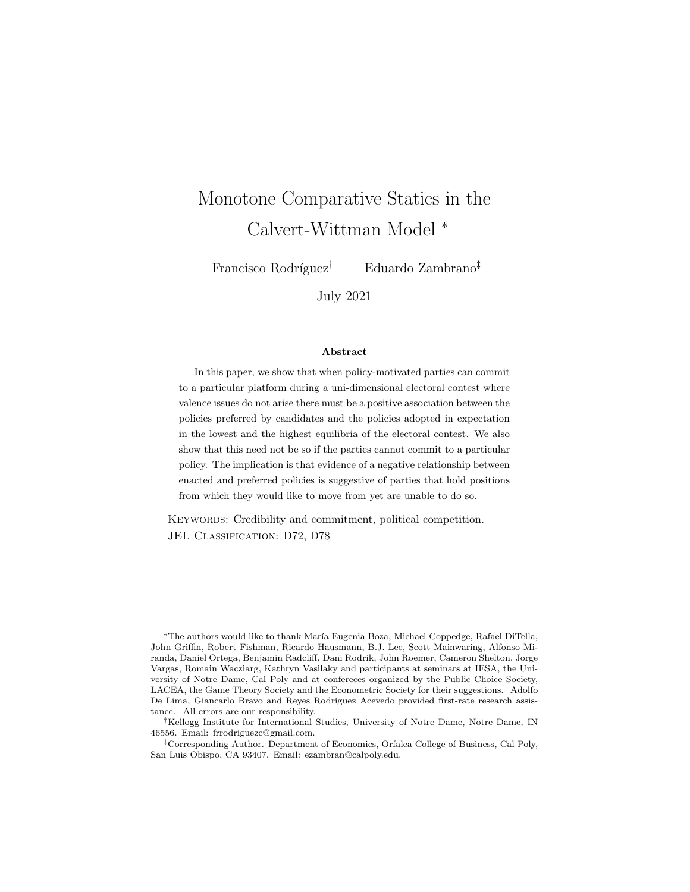# Monotone Comparative Statics in the Calvert-Wittman Model [*]

Francisco Rodríguez[†] Eduardo Zambrano[‡]

July 2021

**Abstract**

In this paper, we show that when policy-motivated parties can commit to a particular platform during a uni-dimensional electoral contest where valence issues do not arise there must be a positive association between the policies preferred by candidates and the policies adopted in expectation in the lowest and the highest equilibria of the electoral contest. We also show that this need not be so if the parties cannot commit to a particular policy. The implication is that evidence of a negative relationship between enacted and preferred policies is suggestive of parties that hold positions from which they would like to move from yet are unable to do so.

Keywords: Credibility and commitment, political competition.
JEL Classification: D72, D78

---

[*] The authors would like to thank María Eugenia Boza, Michael Coppedge, Rafael DiTella, John Griffin, Robert Fishman, Ricardo Hausmann, B.J. Lee, Scott Mainwaring, Alfonso Miranda, Daniel Ortega, Benjamin Radcliff, Dani Rodrik, John Roemer, Cameron Shelton, Jorge Vargas, Romain Wacziarg, Kathryn Vasilaky and participants at seminars at IESA, the University of Notre Dame, Cal Poly and at confereces organized by the Public Choice Society, LACEA, the Game Theory Society and the Econometric Society for their suggestions. Adolfo De Lima, Giancarlo Bravo and Reyes Rodríguez Acevedo provided first-rate research assistance. All errors are our responsibility.

[†] Kellogg Institute for International Studies, University of Notre Dame, Notre Dame, IN 46556. Email: frrodriguezc@gmail.com.

[‡] Corresponding Author. Department of Economics, Orfalea College of Business, Cal Poly, San Luis Obispo, CA 93407. Email: ezambran@calpoly.edu.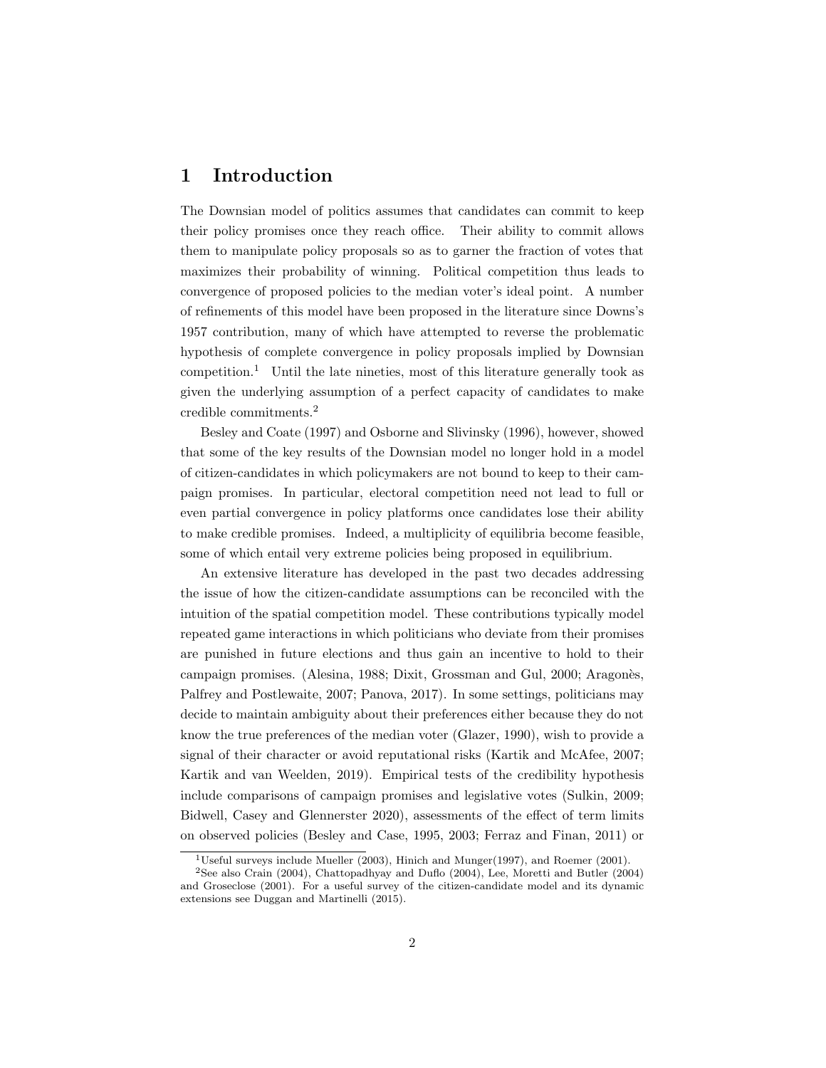# 1 Introduction

The Downsian model of politics assumes that candidates can commit to keep their policy promises once they reach office. Their ability to commit allows them to manipulate policy proposals so as to garner the fraction of votes that maximizes their probability of winning. Political competition thus leads to convergence of proposed policies to the median voter's ideal point. A number of refinements of this model have been proposed in the literature since Downs's 1957 contribution, many of which have attempted to reverse the problematic hypothesis of complete convergence in policy proposals implied by Downsian competition.[1] Until the late nineties, most of this literature generally took as given the underlying assumption of a perfect capacity of candidates to make credible commitments.[2]

Besley and Coate (1997) and Osborne and Slivinsky (1996), however, showed that some of the key results of the Downsian model no longer hold in a model of citizen-candidates in which policymakers are not bound to keep to their campaign promises. In particular, electoral competition need not lead to full or even partial convergence in policy platforms once candidates lose their ability to make credible promises. Indeed, a multiplicity of equilibria become feasible, some of which entail very extreme policies being proposed in equilibrium.

An extensive literature has developed in the past two decades addressing the issue of how the citizen-candidate assumptions can be reconciled with the intuition of the spatial competition model. These contributions typically model repeated game interactions in which politicians who deviate from their promises are punished in future elections and thus gain an incentive to hold to their campaign promises. (Alesina, 1988; Dixit, Grossman and Gul, 2000; Aragonès, Palfrey and Postlewaite, 2007; Panova, 2017). In some settings, politicians may decide to maintain ambiguity about their preferences either because they do not know the true preferences of the median voter (Glazer, 1990), wish to provide a signal of their character or avoid reputational risks (Kartik and McAfee, 2007; Kartik and van Weelden, 2019). Empirical tests of the credibility hypothesis include comparisons of campaign promises and legislative votes (Sulkin, 2009; Bidwell, Casey and Glennerster 2020), assessments of the effect of term limits on observed policies (Besley and Case, 1995, 2003; Ferraz and Finan, 2011) or

[1] Useful surveys include Mueller (2003), Hinich and Munger(1997), and Roemer (2001).

[2] See also Crain (2004), Chattopadhyay and Duflo (2004), Lee, Moretti and Butler (2004) and Groseclose (2001). For a useful survey of the citizen-candidate model and its dynamic extensions see Duggan and Martinelli (2015).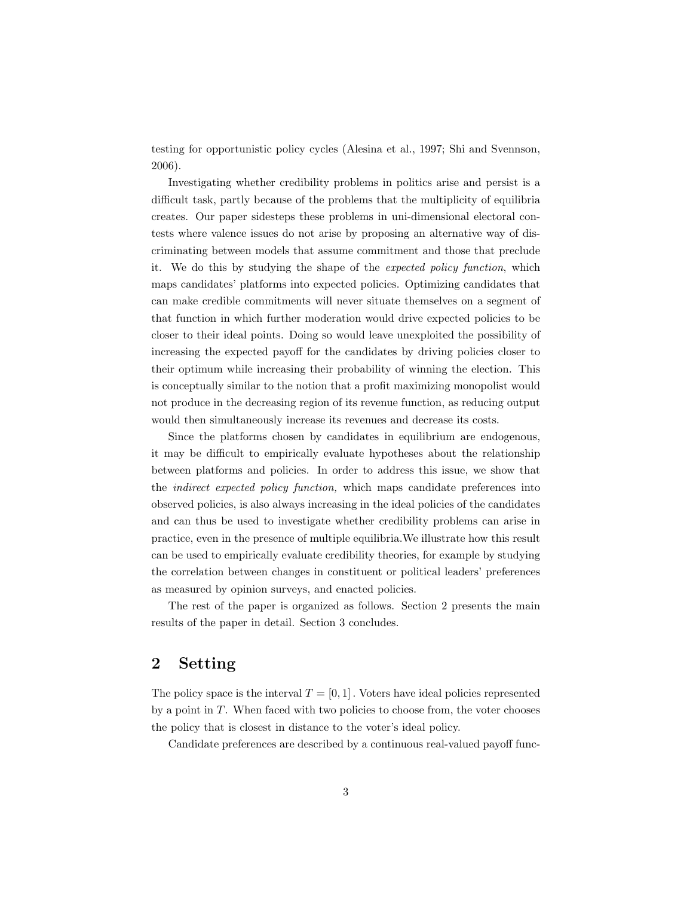testing for opportunistic policy cycles (Alesina et al., 1997; Shi and Svennson, 2006).

Investigating whether credibility problems in politics arise and persist is a difficult task, partly because of the problems that the multiplicity of equilibria creates. Our paper sidesteps these problems in uni-dimensional electoral contests where valence issues do not arise by proposing an alternative way of discriminating between models that assume commitment and those that preclude it. We do this by studying the shape of the *expected policy function*, which maps candidates' platforms into expected policies. Optimizing candidates that can make credible commitments will never situate themselves on a segment of that function in which further moderation would drive expected policies to be closer to their ideal points. Doing so would leave unexploited the possibility of increasing the expected payoff for the candidates by driving policies closer to their optimum while increasing their probability of winning the election. This is conceptually similar to the notion that a profit maximizing monopolist would not produce in the decreasing region of its revenue function, as reducing output would then simultaneously increase its revenues and decrease its costs.

Since the platforms chosen by candidates in equilibrium are endogenous, it may be difficult to empirically evaluate hypotheses about the relationship between platforms and policies. In order to address this issue, we show that the *indirect expected policy function,* which maps candidate preferences into observed policies, is also always increasing in the ideal policies of the candidates and can thus be used to investigate whether credibility problems can arise in practice, even in the presence of multiple equilibria.We illustrate how this result can be used to empirically evaluate credibility theories, for example by studying the correlation between changes in constituent or political leaders' preferences as measured by opinion surveys, and enacted policies.

The rest of the paper is organized as follows. Section 2 presents the main results of the paper in detail. Section 3 concludes.

## 2 Setting

The policy space is the interval $T = [0, 1]$ . Voters have ideal policies represented by a point in $T$. When faced with two policies to choose from, the voter chooses the policy that is closest in distance to the voter's ideal policy.

Candidate preferences are described by a continuous real-valued payoff func-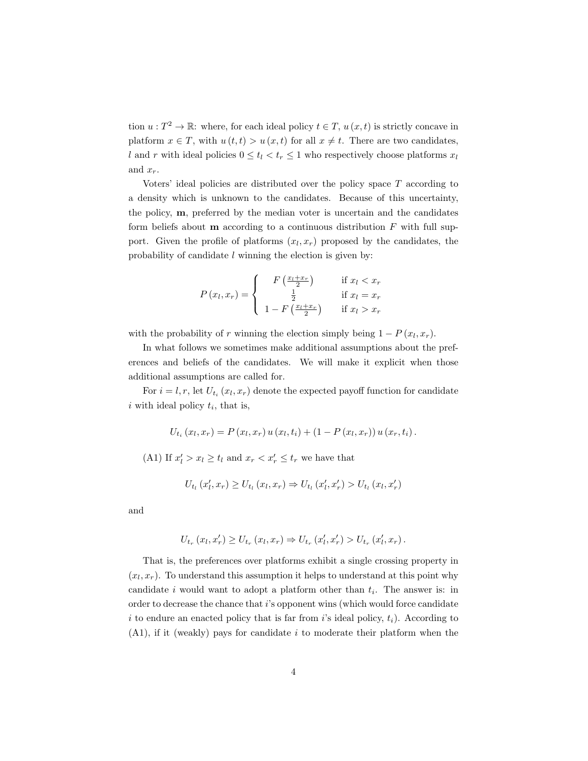tion $u : T^2 \to \mathbb{R}$: where, for each ideal policy $t \in T$, $u(x,t)$ is strictly concave in platform $x \in T$, with $u(t,t) > u(x,t)$ for all $x \neq t$. There are two candidates, $l$ and $r$ with ideal policies $0 \leq t_l < t_r \leq 1$ who respectively choose platforms $x_l$ and $x_r$.

Voters' ideal policies are distributed over the policy space $T$ according to a density which is unknown to the candidates. Because of this uncertainty, the policy, $\mathbf{m}$, preferred by the median voter is uncertain and the candidates form beliefs about $\mathbf{m}$ according to a continuous distribution $F$ with full support. Given the profile of platforms $(x_l, x_r)$ proposed by the candidates, the probability of candidate $l$ winning the election is given by:

$$P(x_l, x_r) = \begin{cases} F\left(\frac{x_l + x_r}{2}\right) & \text{if } x_l < x_r \\ \frac{1}{2} & \text{if } x_l = x_r \\ 1 - F\left(\frac{x_l + x_r}{2}\right) & \text{if } x_l > x_r \end{cases}$$

with the probability of $r$ winning the election simply being $1 - P(x_l, x_r)$.

In what follows we sometimes make additional assumptions about the preferences and beliefs of the candidates. We will make it explicit when those additional assumptions are called for.

For $i = l, r$, let $U_{t_i}(x_l, x_r)$ denote the expected payoff function for candidate $i$ with ideal policy $t_i$, that is,

$$U_{t_i}(x_l, x_r) = P(x_l, x_r)\, u(x_l, t_i) + (1 - P(x_l, x_r))\, u(x_r, t_i).$$

(A1) If $x_l' > x_l \geq t_l$ and $x_r < x_r' \leq t_r$ we have that

$$U_{t_l}(x_l', x_r) \geq U_{t_l}(x_l, x_r) \Rightarrow U_{t_l}(x_l', x_r') > U_{t_l}(x_l, x_r')$$

and

$$U_{t_r}(x_l, x_r') \geq U_{t_r}(x_l, x_r) \Rightarrow U_{t_r}(x_l', x_r') > U_{t_r}(x_l', x_r).$$

That is, the preferences over platforms exhibit a single crossing property in $(x_l, x_r)$. To understand this assumption it helps to understand at this point why candidate $i$ would want to adopt a platform other than $t_i$. The answer is: in order to decrease the chance that $i$'s opponent wins (which would force candidate $i$ to endure an enacted policy that is far from $i$'s ideal policy, $t_i$). According to (A1), if it (weakly) pays for candidate $i$ to moderate their platform when the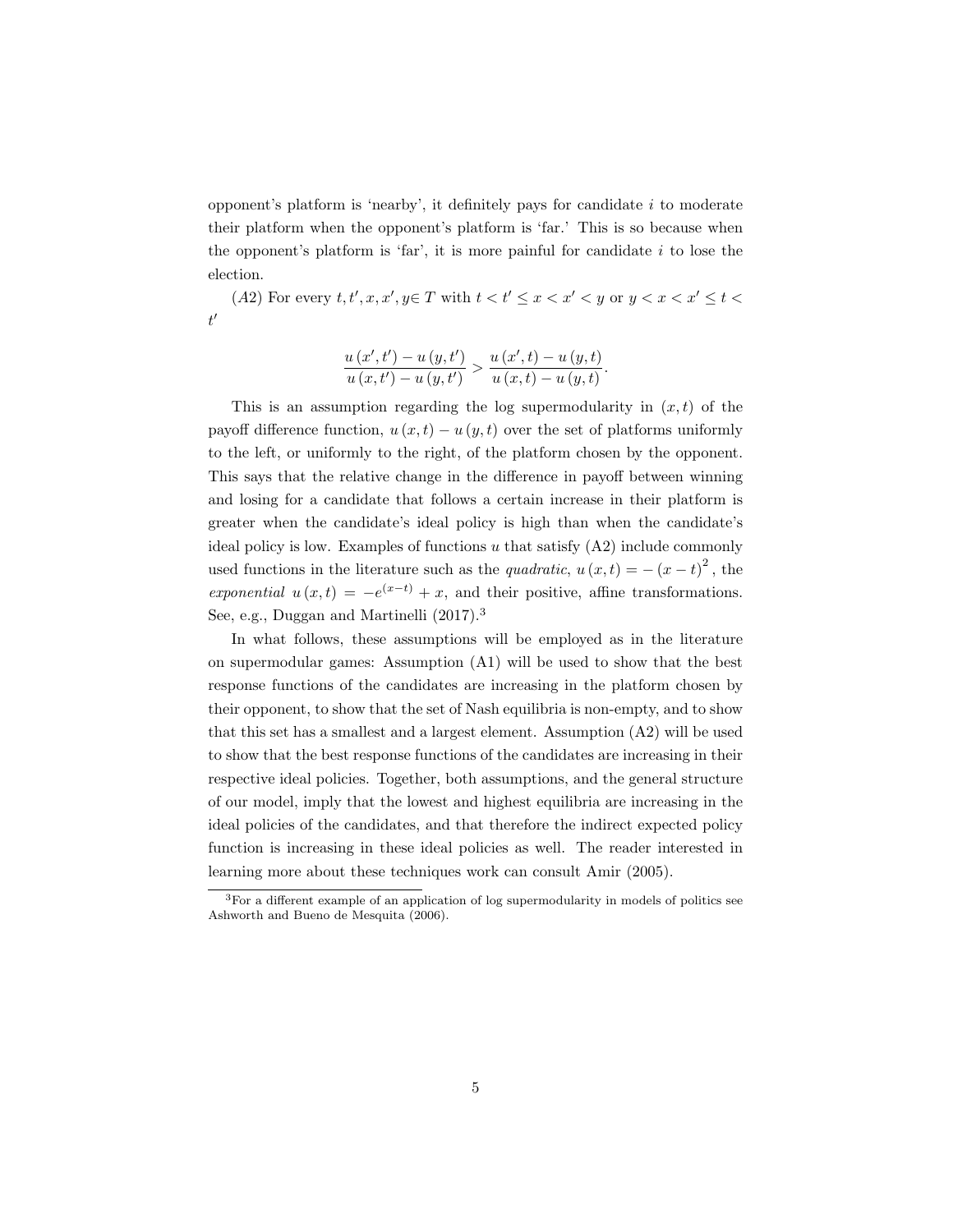opponent's platform is 'nearby', it definitely pays for candidate $i$ to moderate their platform when the opponent's platform is 'far.' This is so because when the opponent's platform is 'far', it is more painful for candidate $i$ to lose the election.

$(A2)$ For every $t, t', x, x', y \in T$ with $t < t' \leq x < x' < y$ or $y < x < x' \leq t < t'$

$$\frac{u(x', t') - u(y, t')}{u(x, t') - u(y, t')} > \frac{u(x', t) - u(y, t)}{u(x, t) - u(y, t)}.$$

This is an assumption regarding the log supermodularity in $(x, t)$ of the payoff difference function, $u(x, t) - u(y, t)$ over the set of platforms uniformly to the left, or uniformly to the right, of the platform chosen by the opponent. This says that the relative change in the difference in payoff between winning and losing for a candidate that follows a certain increase in their platform is greater when the candidate's ideal policy is high than when the candidate's ideal policy is low. Examples of functions $u$ that satisfy (A2) include commonly used functions in the literature such as the *quadratic*, $u(x, t) = -(x - t)^2$, the *exponential* $u(x, t) = -e^{(x-t)} + x$, and their positive, affine transformations. See, e.g., Duggan and Martinelli (2017).[3]

In what follows, these assumptions will be employed as in the literature on supermodular games: Assumption (A1) will be used to show that the best response functions of the candidates are increasing in the platform chosen by their opponent, to show that the set of Nash equilibria is non-empty, and to show that this set has a smallest and a largest element. Assumption (A2) will be used to show that the best response functions of the candidates are increasing in their respective ideal policies. Together, both assumptions, and the general structure of our model, imply that the lowest and highest equilibria are increasing in the ideal policies of the candidates, and that therefore the indirect expected policy function is increasing in these ideal policies as well. The reader interested in learning more about these techniques work can consult Amir (2005).

[3] For a different example of an application of log supermodularity in models of politics see Ashworth and Bueno de Mesquita (2006).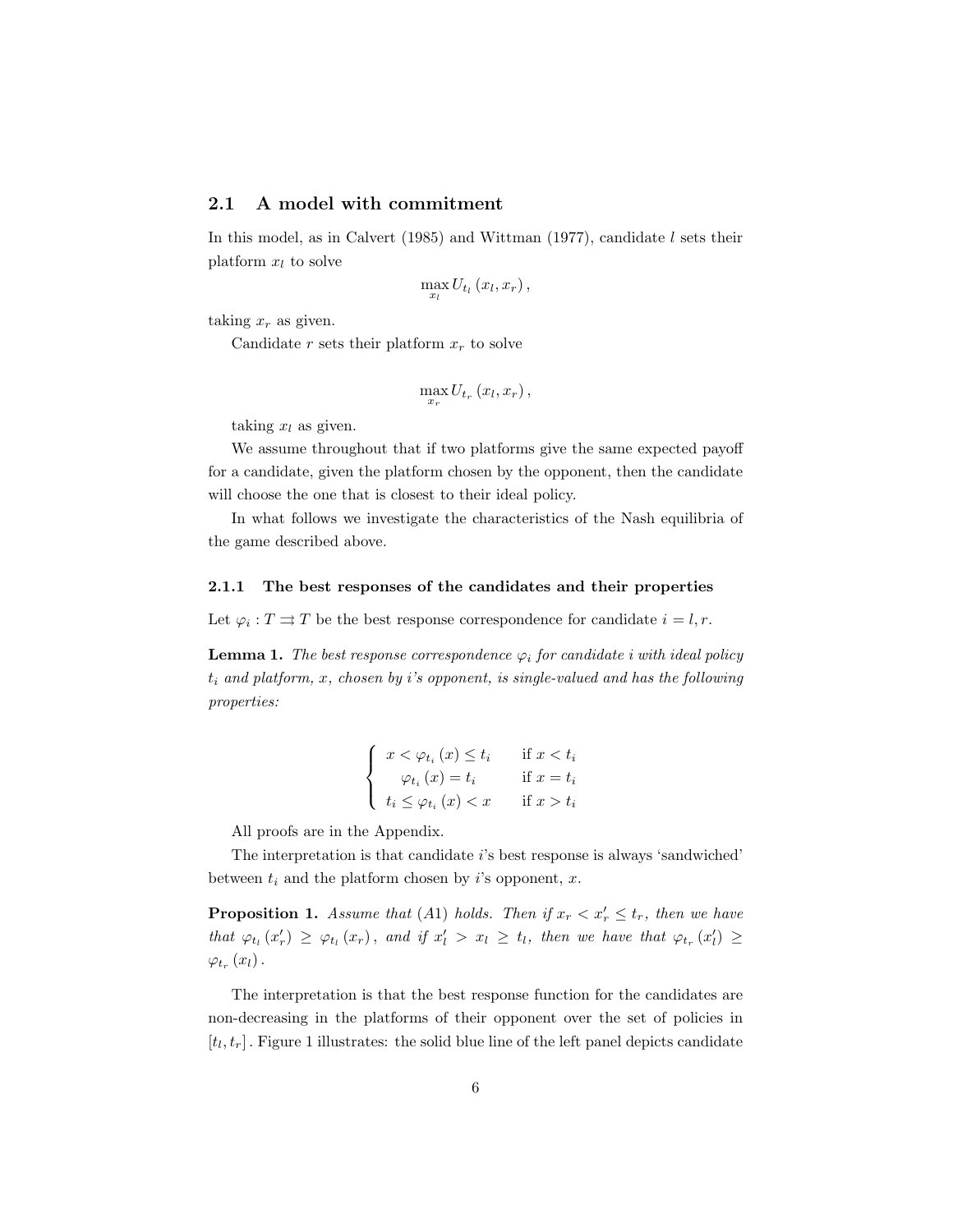## 2.1 A model with commitment

In this model, as in Calvert (1985) and Wittman (1977), candidate $l$ sets their platform $x_l$ to solve

$$\max_{x_l} U_{t_l}(x_l, x_r),$$

taking $x_r$ as given.

Candidate $r$ sets their platform $x_r$ to solve

$$\max_{x_r} U_{t_r}(x_l, x_r),$$

taking $x_l$ as given.

We assume throughout that if two platforms give the same expected payoff for a candidate, given the platform chosen by the opponent, then the candidate will choose the one that is closest to their ideal policy.

In what follows we investigate the characteristics of the Nash equilibria of the game described above.

### 2.1.1 The best responses of the candidates and their properties

Let $\varphi_i : T \rightrightarrows T$ be the best response correspondence for candidate $i = l, r$.

**Lemma 1.** *The best response correspondence $\varphi_i$ for candidate $i$ with ideal policy $t_i$ and platform, $x$, chosen by $i$'s opponent, is single-valued and has the following properties:*

$$\begin{cases} x < \varphi_{t_i}(x) \leq t_i & \text{if } x < t_i \\ \varphi_{t_i}(x) = t_i & \text{if } x = t_i \\ t_i \leq \varphi_{t_i}(x) < x & \text{if } x > t_i \end{cases}$$

All proofs are in the Appendix.

The interpretation is that candidate $i$'s best response is always 'sandwiched' between $t_i$ and the platform chosen by $i$'s opponent, $x$.

**Proposition 1.** *Assume that (A1) holds. Then if $x_r < x_r' \leq t_r$, then we have that $\varphi_{t_l}(x_r') \geq \varphi_{t_l}(x_r)$, and if $x_l' > x_l \geq t_l$, then we have that $\varphi_{t_r}(x_l') \geq \varphi_{t_r}(x_l)$.*

The interpretation is that the best response function for the candidates are non-decreasing in the platforms of their opponent over the set of policies in $[t_l, t_r]$. Figure 1 illustrates: the solid blue line of the left panel depicts candidate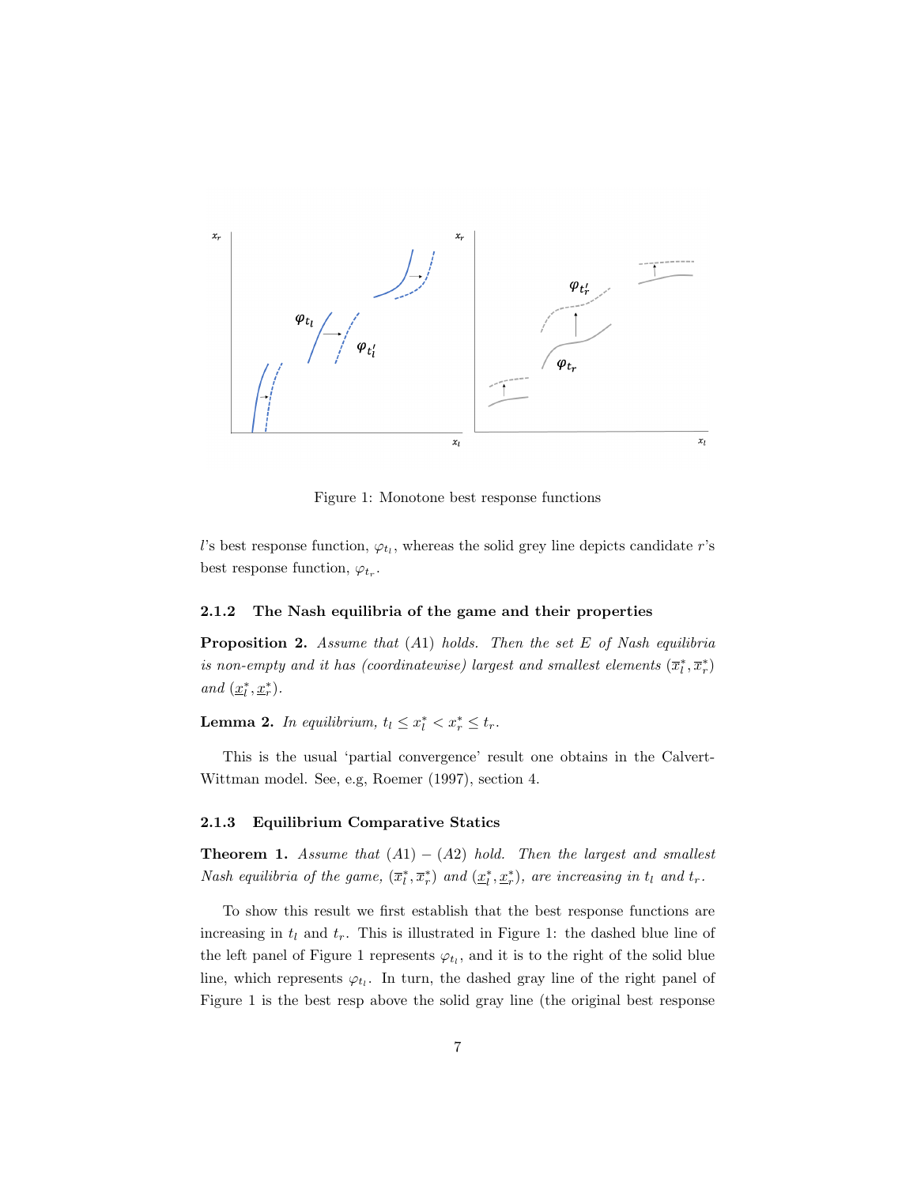Figure 1: Monotone best response functions

$l$'s best response function, $\varphi_{t_l}$, whereas the solid grey line depicts candidate $r$'s best response function, $\varphi_{t_r}$.

### 2.1.2 The Nash equilibria of the game and their properties

**Proposition 2.** *Assume that (A1) holds. Then the set $E$ of Nash equilibria is non-empty and it has (coordinatewise) largest and smallest elements $(\overline{x}_l^*, \overline{x}_r^*)$ and $(\underline{x}_l^*, \underline{x}_r^*)$.*

**Lemma 2.** *In equilibrium, $t_l \leq x_l^* < x_r^* \leq t_r$.*

This is the usual 'partial convergence' result one obtains in the Calvert-Wittman model. See, e.g, Roemer (1997), section 4.

### 2.1.3 Equilibrium Comparative Statics

**Theorem 1.** *Assume that (A1) − (A2) hold. Then the largest and smallest Nash equilibria of the game, $(\overline{x}_l^*, \overline{x}_r^*)$ and $(\underline{x}_l^*, \underline{x}_r^*)$, are increasing in $t_l$ and $t_r$.*

To show this result we first establish that the best response functions are increasing in $t_l$ and $t_r$. This is illustrated in Figure 1: the dashed blue line of the left panel of Figure 1 represents $\varphi_{t_l}$, and it is to the right of the solid blue line, which represents $\varphi_{t_l}$. In turn, the dashed gray line of the right panel of Figure 1 is the best resp above the solid gray line (the original best response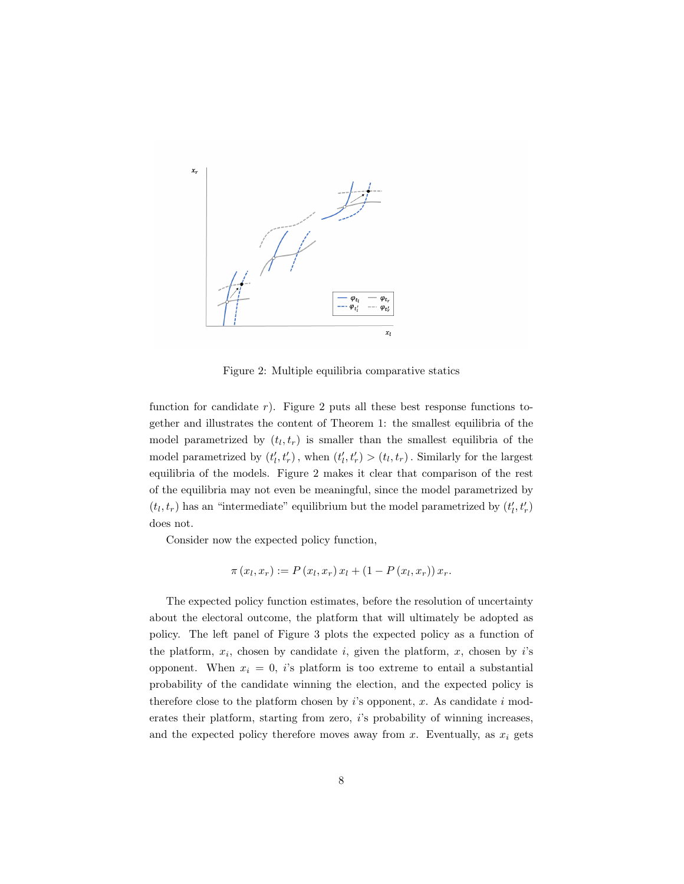Figure 2: Multiple equilibria comparative statics

function for candidate $r$). Figure 2 puts all these best response functions together and illustrates the content of Theorem 1: the smallest equilibria of the model parametrized by $(t_l, t_r)$ is smaller than the smallest equilibria of the model parametrized by $(t_l', t_r')$, when $(t_l', t_r') > (t_l, t_r)$. Similarly for the largest equilibria of the models. Figure 2 makes it clear that comparison of the rest of the equilibria may not even be meaningful, since the model parametrized by $(t_l, t_r)$ has an "intermediate" equilibrium but the model parametrized by $(t_l', t_r')$ does not.

Consider now the expected policy function,

$$\pi(x_l, x_r) := P(x_l, x_r)\, x_l + (1 - P(x_l, x_r))\, x_r.$$

The expected policy function estimates, before the resolution of uncertainty about the electoral outcome, the platform that will ultimately be adopted as policy. The left panel of Figure 3 plots the expected policy as a function of the platform, $x_i$, chosen by candidate $i$, given the platform, $x$, chosen by $i$'s opponent. When $x_i = 0$, $i$'s platform is too extreme to entail a substantial probability of the candidate winning the election, and the expected policy is therefore close to the platform chosen by $i$'s opponent, $x$. As candidate $i$ moderates their platform, starting from zero, $i$'s probability of winning increases, and the expected policy therefore moves away from $x$. Eventually, as $x_i$ gets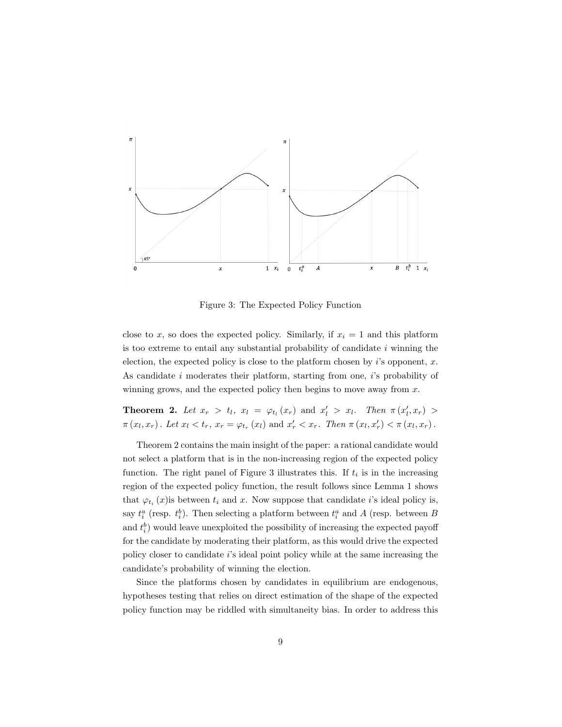Figure 3: The Expected Policy Function

close to $x$, so does the expected policy. Similarly, if $x_i = 1$ and this platform is too extreme to entail any substantial probability of candidate $i$ winning the election, the expected policy is close to the platform chosen by $i$'s opponent, $x$. As candidate $i$ moderates their platform, starting from one, $i$'s probability of winning grows, and the expected policy then begins to move away from $x$.

**Theorem 2.** *Let* $x_r > t_l$*,* $x_l = \varphi_{t_l}(x_r)$ *and* $x_l' > x_l$*. Then* $\pi(x_l', x_r) > \pi(x_l, x_r)$*. Let* $x_l < t_r$*,* $x_r = \varphi_{t_r}(x_l)$ *and* $x_r' < x_r$*. Then* $\pi(x_l, x_r') < \pi(x_l, x_r)$*.*

Theorem 2 contains the main insight of the paper: a rational candidate would not select a platform that is in the non-increasing region of the expected policy function. The right panel of Figure 3 illustrates this. If $t_i$ is in the increasing region of the expected policy function, the result follows since Lemma 1 shows that $\varphi_{t_i}(x)$is between $t_i$ and $x$. Now suppose that candidate $i$'s ideal policy is, say $t_i^a$ (resp. $t_i^b$). Then selecting a platform between $t_i^a$ and $A$ (resp. between $B$ and $t_i^b$) would leave unexploited the possibility of increasing the expected payoff for the candidate by moderating their platform, as this would drive the expected policy closer to candidate $i$'s ideal point policy while at the same increasing the candidate's probability of winning the election.

Since the platforms chosen by candidates in equilibrium are endogenous, hypotheses testing that relies on direct estimation of the shape of the expected policy function may be riddled with simultaneity bias. In order to address this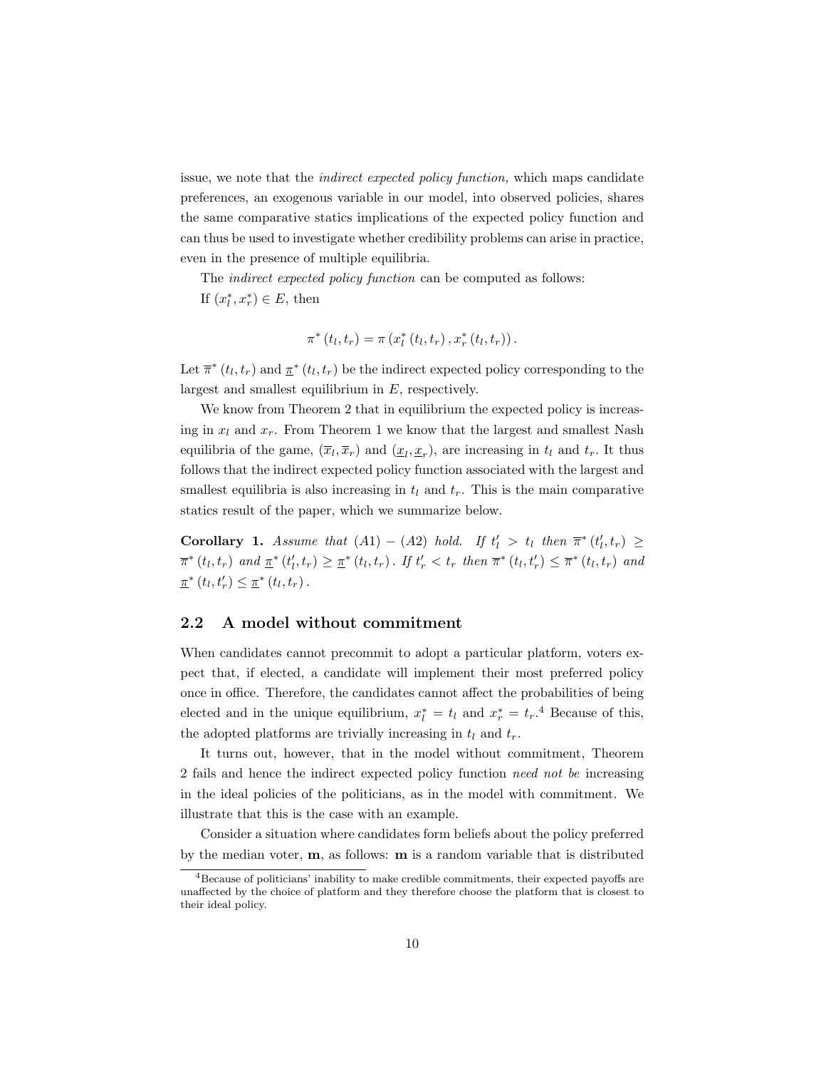issue, we note that the *indirect expected policy function,* which maps candidate preferences, an exogenous variable in our model, into observed policies, shares the same comparative statics implications of the expected policy function and can thus be used to investigate whether credibility problems can arise in practice, even in the presence of multiple equilibria.

The *indirect expected policy function* can be computed as follows:

If $(x_l^*, x_r^*) \in E$, then

$$\pi^*(t_l, t_r) = \pi(x_l^*(t_l, t_r), x_r^*(t_l, t_r)).$$

Let $\overline{\pi}^*(t_l, t_r)$ and $\underline{\pi}^*(t_l, t_r)$ be the indirect expected policy corresponding to the largest and smallest equilibrium in $E$, respectively.

We know from Theorem 2 that in equilibrium the expected policy is increasing in $x_l$ and $x_r$. From Theorem 1 we know that the largest and smallest Nash equilibria of the game, $(\overline{x}_l, \overline{x}_r)$ and $(\underline{x}_l, \underline{x}_r)$, are increasing in $t_l$ and $t_r$. It thus follows that the indirect expected policy function associated with the largest and smallest equilibria is also increasing in $t_l$ and $t_r$. This is the main comparative statics result of the paper, which we summarize below.

**Corollary 1.** *Assume that (A1) – (A2) hold. If $t_l' > t_l$ then $\overline{\pi}^*(t_l', t_r) \geq \overline{\pi}^*(t_l, t_r)$ and $\underline{\pi}^*(t_l', t_r) \geq \underline{\pi}^*(t_l, t_r)$. If $t_r' < t_r$ then $\overline{\pi}^*(t_l, t_r') \leq \overline{\pi}^*(t_l, t_r)$ and $\underline{\pi}^*(t_l, t_r') \leq \underline{\pi}^*(t_l, t_r)$.*

## 2.2 A model without commitment

When candidates cannot precommit to adopt a particular platform, voters expect that, if elected, a candidate will implement their most preferred policy once in office. Therefore, the candidates cannot affect the probabilities of being elected and in the unique equilibrium, $x_l^* = t_l$ and $x_r^* = t_r$.[4] Because of this, the adopted platforms are trivially increasing in $t_l$ and $t_r$.

It turns out, however, that in the model without commitment, Theorem 2 fails and hence the indirect expected policy function *need not be* increasing in the ideal policies of the politicians, as in the model with commitment. We illustrate that this is the case with an example.

Consider a situation where candidates form beliefs about the policy preferred by the median voter, $\mathbf{m}$, as follows: $\mathbf{m}$ is a random variable that is distributed

[4]Because of politicians' inability to make credible commitments, their expected payoffs are unaffected by the choice of platform and they therefore choose the platform that is closest to their ideal policy.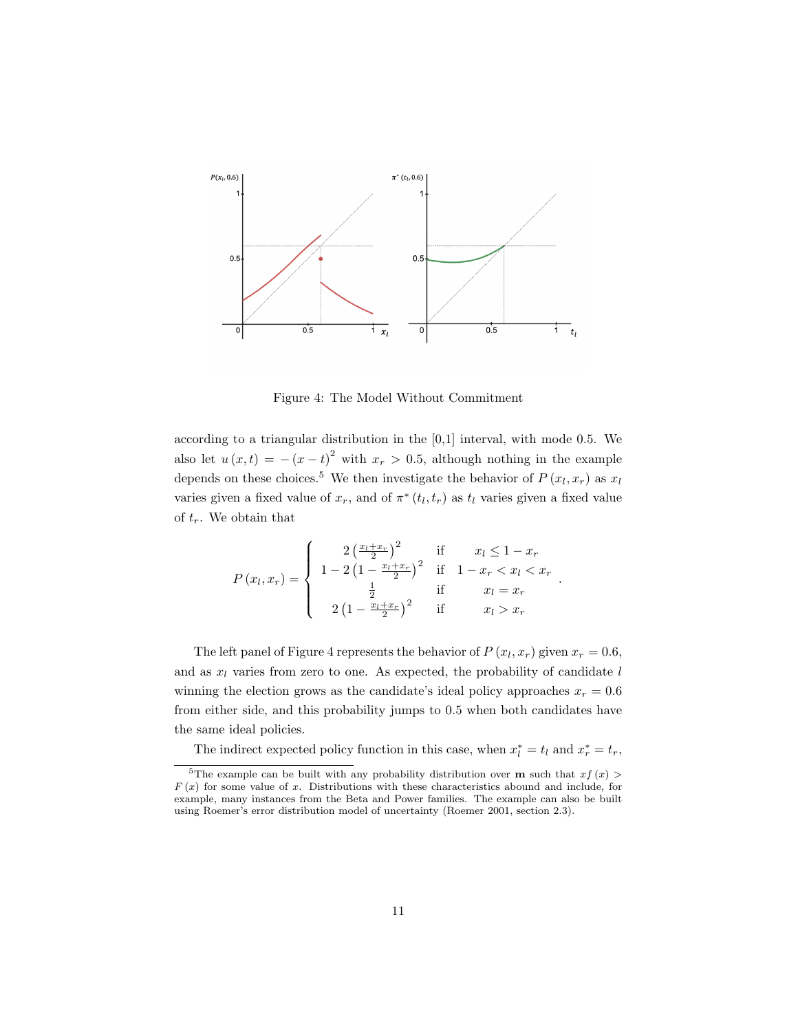Figure 4: The Model Without Commitment

according to a triangular distribution in the [0,1] interval, with mode 0.5. We also let $u(x,t) = -(x-t)^2$ with $x_r > 0.5$, although nothing in the example depends on these choices.[5] We then investigate the behavior of $P(x_l, x_r)$ as $x_l$ varies given a fixed value of $x_r$, and of $\pi^*(t_l, t_r)$ as $t_l$ varies given a fixed value of $t_r$. We obtain that

$$P(x_l, x_r) = \begin{cases} 2\left(\frac{x_l + x_r}{2}\right)^2 & \text{if} \quad x_l \leq 1 - x_r \\ 1 - 2\left(1 - \frac{x_l + x_r}{2}\right)^2 & \text{if} \quad 1 - x_r < x_l < x_r \\ \frac{1}{2} & \text{if} \quad x_l = x_r \\ 2\left(1 - \frac{x_l + x_r}{2}\right)^2 & \text{if} \quad x_l > x_r \end{cases}.$$

The left panel of Figure 4 represents the behavior of $P(x_l, x_r)$ given $x_r = 0.6$, and as $x_l$ varies from zero to one. As expected, the probability of candidate $l$ winning the election grows as the candidate's ideal policy approaches $x_r = 0.6$ from either side, and this probability jumps to 0.5 when both candidates have the same ideal policies.

The indirect expected policy function in this case, when $x_l^* = t_l$ and $x_r^* = t_r$,

[5] The example can be built with any probability distribution over **m** such that $xf(x) > F(x)$ for some value of $x$. Distributions with these characteristics abound and include, for example, many instances from the Beta and Power families. The example can also be built using Roemer's error distribution model of uncertainty (Roemer 2001, section 2.3).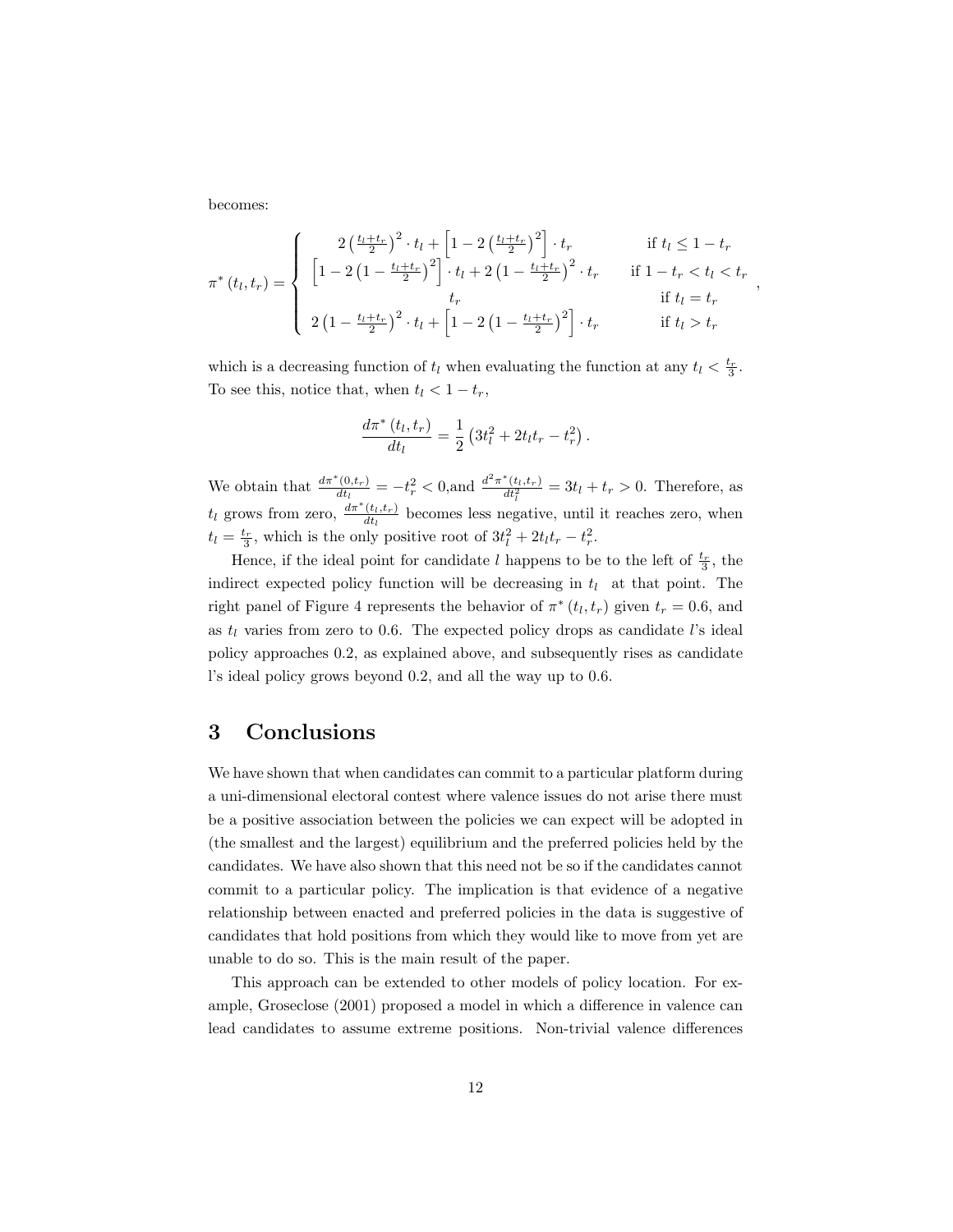becomes:

$$\pi^*(t_l, t_r) = \begin{cases} 2\left(\frac{t_l+t_r}{2}\right)^2 \cdot t_l + \left[1 - 2\left(\frac{t_l+t_r}{2}\right)^2\right] \cdot t_r & \text{if } t_l \leq 1 - t_r \\ \left[1 - 2\left(1 - \frac{t_l+t_r}{2}\right)^2\right] \cdot t_l + 2\left(1 - \frac{t_l+t_r}{2}\right)^2 \cdot t_r & \text{if } 1 - t_r < t_l < t_r \\ t_r & \text{if } t_l = t_r \\ 2\left(1 - \frac{t_l+t_r}{2}\right)^2 \cdot t_l + \left[1 - 2\left(1 - \frac{t_l+t_r}{2}\right)^2\right] \cdot t_r & \text{if } t_l > t_r \end{cases},$$

which is a decreasing function of $t_l$ when evaluating the function at any $t_l < \frac{t_r}{3}$. To see this, notice that, when $t_l < 1 - t_r$,

$$\frac{d\pi^*(t_l, t_r)}{dt_l} = \frac{1}{2}\left(3t_l^2 + 2t_l t_r - t_r^2\right).$$

We obtain that $\frac{d\pi^*(0,t_r)}{dt_l} = -t_r^2 < 0$,and $\frac{d^2\pi^*(t_l,t_r)}{dt_l^2} = 3t_l + t_r > 0$. Therefore, as $t_l$ grows from zero, $\frac{d\pi^*(t_l,t_r)}{dt_l}$ becomes less negative, until it reaches zero, when $t_l = \frac{t_r}{3}$, which is the only positive root of $3t_l^2 + 2t_l t_r - t_r^2$.

Hence, if the ideal point for candidate $l$ happens to be to the left of $\frac{t_r}{3}$, the indirect expected policy function will be decreasing in $t_l$ at that point. The right panel of Figure 4 represents the behavior of $\pi^*(t_l, t_r)$ given $t_r = 0.6$, and as $t_l$ varies from zero to 0.6. The expected policy drops as candidate $l$'s ideal policy approaches 0.2, as explained above, and subsequently rises as candidate l's ideal policy grows beyond 0.2, and all the way up to 0.6.

# 3 Conclusions

We have shown that when candidates can commit to a particular platform during a uni-dimensional electoral contest where valence issues do not arise there must be a positive association between the policies we can expect will be adopted in (the smallest and the largest) equilibrium and the preferred policies held by the candidates. We have also shown that this need not be so if the candidates cannot commit to a particular policy. The implication is that evidence of a negative relationship between enacted and preferred policies in the data is suggestive of candidates that hold positions from which they would like to move from yet are unable to do so. This is the main result of the paper.

This approach can be extended to other models of policy location. For example, Groseclose (2001) proposed a model in which a difference in valence can lead candidates to assume extreme positions. Non-trivial valence differences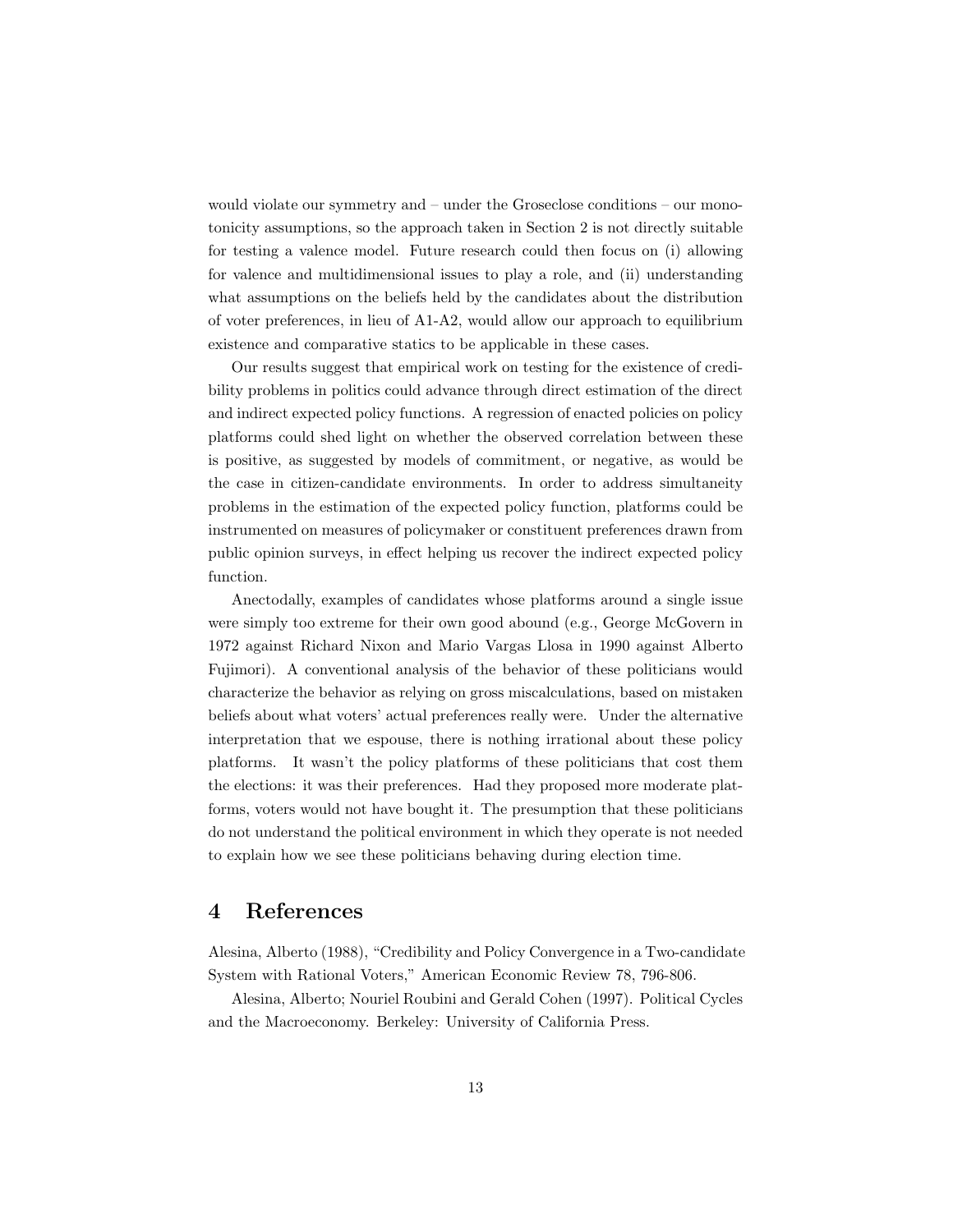would violate our symmetry and – under the Groseclose conditions – our monotonicity assumptions, so the approach taken in Section 2 is not directly suitable for testing a valence model. Future research could then focus on (i) allowing for valence and multidimensional issues to play a role, and (ii) understanding what assumptions on the beliefs held by the candidates about the distribution of voter preferences, in lieu of A1-A2, would allow our approach to equilibrium existence and comparative statics to be applicable in these cases.

Our results suggest that empirical work on testing for the existence of credibility problems in politics could advance through direct estimation of the direct and indirect expected policy functions. A regression of enacted policies on policy platforms could shed light on whether the observed correlation between these is positive, as suggested by models of commitment, or negative, as would be the case in citizen-candidate environments. In order to address simultaneity problems in the estimation of the expected policy function, platforms could be instrumented on measures of policymaker or constituent preferences drawn from public opinion surveys, in effect helping us recover the indirect expected policy function.

Anectodally, examples of candidates whose platforms around a single issue were simply too extreme for their own good abound (e.g., George McGovern in 1972 against Richard Nixon and Mario Vargas Llosa in 1990 against Alberto Fujimori). A conventional analysis of the behavior of these politicians would characterize the behavior as relying on gross miscalculations, based on mistaken beliefs about what voters' actual preferences really were. Under the alternative interpretation that we espouse, there is nothing irrational about these policy platforms. It wasn't the policy platforms of these politicians that cost them the elections: it was their preferences. Had they proposed more moderate platforms, voters would not have bought it. The presumption that these politicians do not understand the political environment in which they operate is not needed to explain how we see these politicians behaving during election time.

# 4 References

Alesina, Alberto (1988), "Credibility and Policy Convergence in a Two-candidate System with Rational Voters," American Economic Review 78, 796-806.

Alesina, Alberto; Nouriel Roubini and Gerald Cohen (1997). Political Cycles and the Macroeconomy. Berkeley: University of California Press.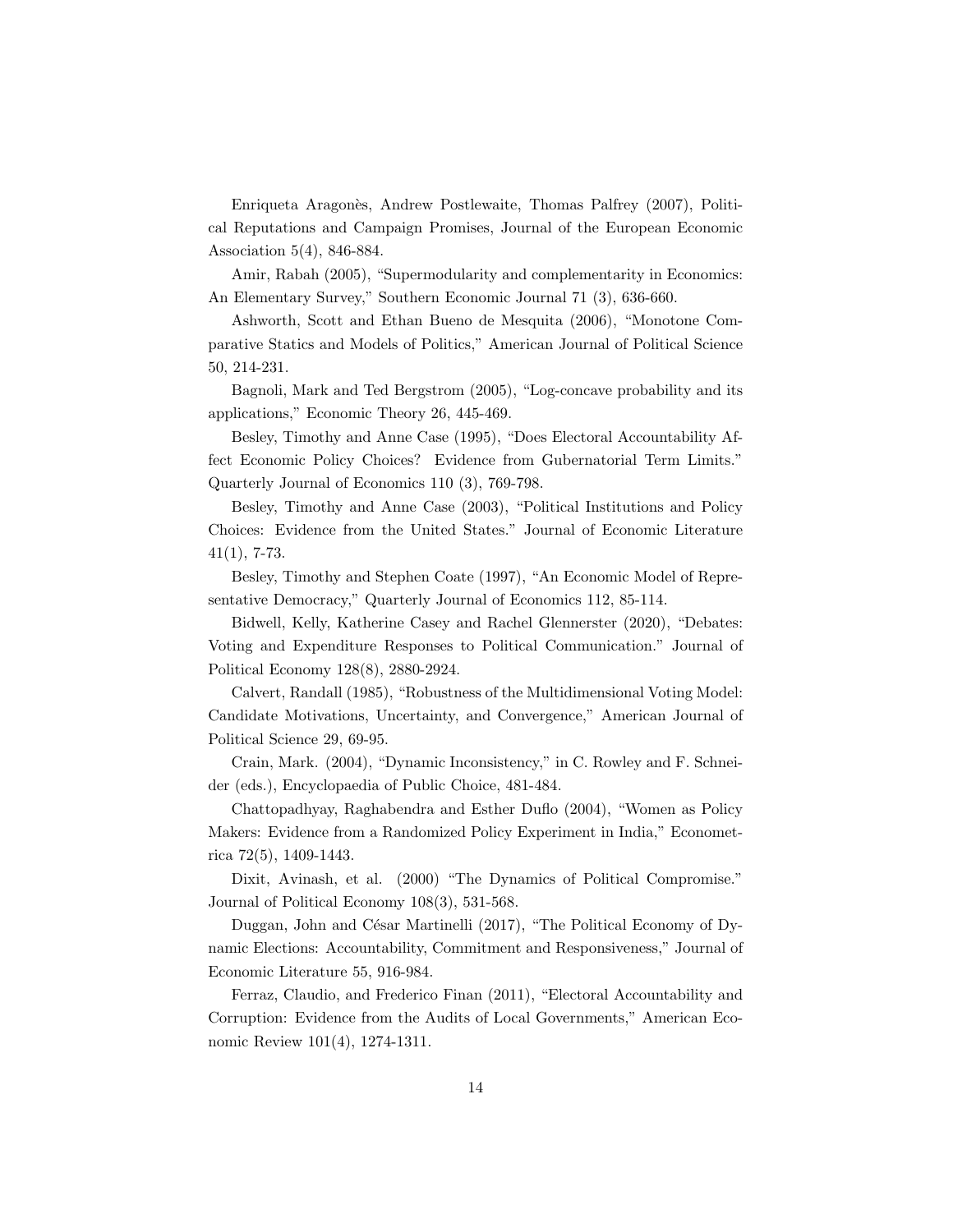Enriqueta Aragonès, Andrew Postlewaite, Thomas Palfrey (2007), Political Reputations and Campaign Promises, Journal of the European Economic Association 5(4), 846-884.

Amir, Rabah (2005), "Supermodularity and complementarity in Economics: An Elementary Survey," Southern Economic Journal 71 (3), 636-660.

Ashworth, Scott and Ethan Bueno de Mesquita (2006), "Monotone Comparative Statics and Models of Politics," American Journal of Political Science 50, 214-231.

Bagnoli, Mark and Ted Bergstrom (2005), "Log-concave probability and its applications," Economic Theory 26, 445-469.

Besley, Timothy and Anne Case (1995), "Does Electoral Accountability Affect Economic Policy Choices? Evidence from Gubernatorial Term Limits." Quarterly Journal of Economics 110 (3), 769-798.

Besley, Timothy and Anne Case (2003), "Political Institutions and Policy Choices: Evidence from the United States." Journal of Economic Literature 41(1), 7-73.

Besley, Timothy and Stephen Coate (1997), "An Economic Model of Representative Democracy," Quarterly Journal of Economics 112, 85-114.

Bidwell, Kelly, Katherine Casey and Rachel Glennerster (2020), "Debates: Voting and Expenditure Responses to Political Communication." Journal of Political Economy 128(8), 2880-2924.

Calvert, Randall (1985), "Robustness of the Multidimensional Voting Model: Candidate Motivations, Uncertainty, and Convergence," American Journal of Political Science 29, 69-95.

Crain, Mark. (2004), "Dynamic Inconsistency," in C. Rowley and F. Schneider (eds.), Encyclopaedia of Public Choice, 481-484.

Chattopadhyay, Raghabendra and Esther Duflo (2004), "Women as Policy Makers: Evidence from a Randomized Policy Experiment in India," Econometrica 72(5), 1409-1443.

Dixit, Avinash, et al. (2000) "The Dynamics of Political Compromise." Journal of Political Economy 108(3), 531-568.

Duggan, John and César Martinelli (2017), "The Political Economy of Dynamic Elections: Accountability, Commitment and Responsiveness," Journal of Economic Literature 55, 916-984.

Ferraz, Claudio, and Frederico Finan (2011), "Electoral Accountability and Corruption: Evidence from the Audits of Local Governments," American Economic Review 101(4), 1274-1311.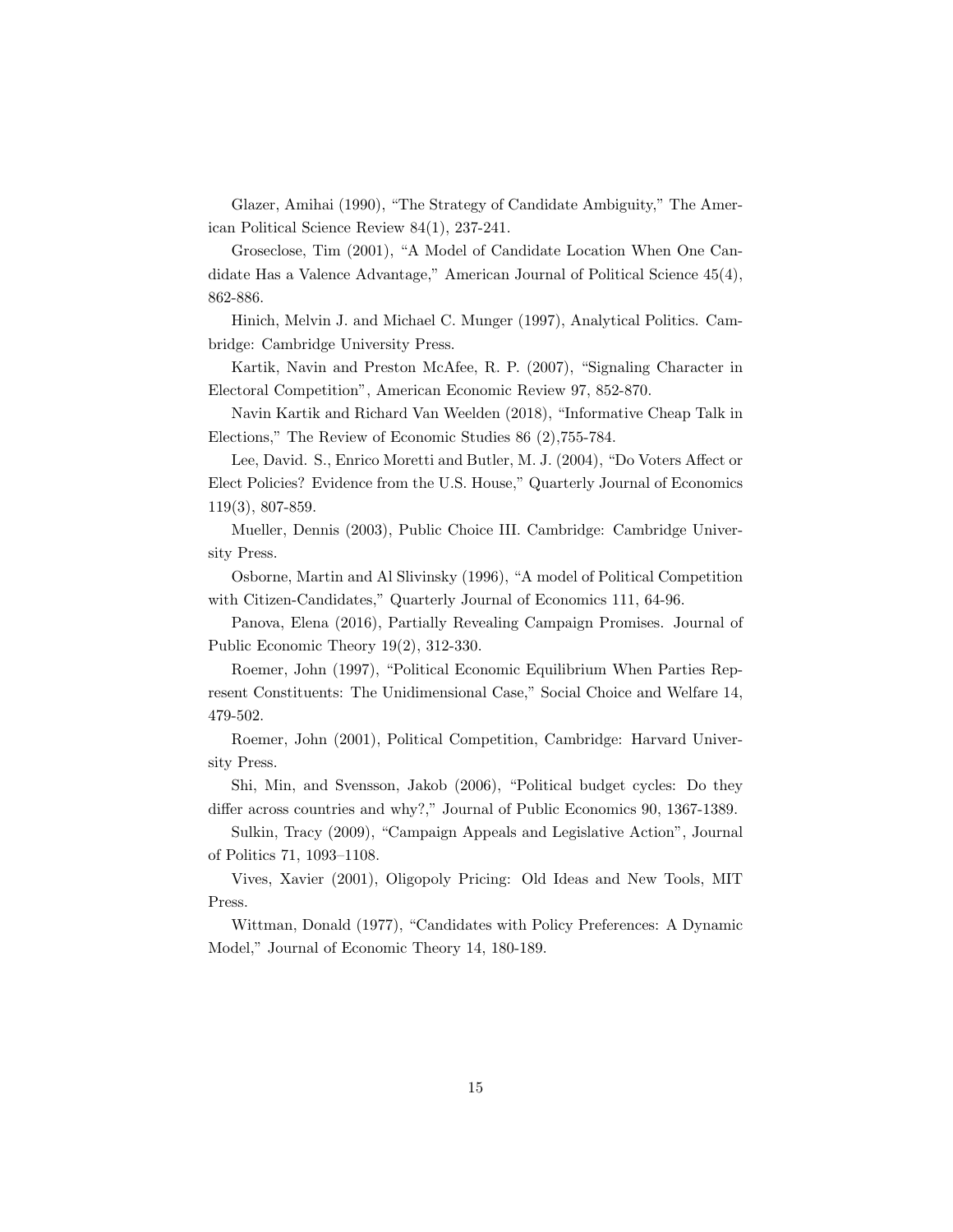Glazer, Amihai (1990), "The Strategy of Candidate Ambiguity," The American Political Science Review 84(1), 237-241.

Groseclose, Tim (2001), "A Model of Candidate Location When One Candidate Has a Valence Advantage," American Journal of Political Science 45(4), 862-886.

Hinich, Melvin J. and Michael C. Munger (1997), Analytical Politics. Cambridge: Cambridge University Press.

Kartik, Navin and Preston McAfee, R. P. (2007), "Signaling Character in Electoral Competition", American Economic Review 97, 852-870.

Navin Kartik and Richard Van Weelden (2018), "Informative Cheap Talk in Elections," The Review of Economic Studies 86 (2),755-784.

Lee, David. S., Enrico Moretti and Butler, M. J. (2004), "Do Voters Affect or Elect Policies? Evidence from the U.S. House," Quarterly Journal of Economics 119(3), 807-859.

Mueller, Dennis (2003), Public Choice III. Cambridge: Cambridge University Press.

Osborne, Martin and Al Slivinsky (1996), "A model of Political Competition with Citizen-Candidates," Quarterly Journal of Economics 111, 64-96.

Panova, Elena (2016), Partially Revealing Campaign Promises. Journal of Public Economic Theory 19(2), 312-330.

Roemer, John (1997), "Political Economic Equilibrium When Parties Represent Constituents: The Unidimensional Case," Social Choice and Welfare 14, 479-502.

Roemer, John (2001), Political Competition, Cambridge: Harvard University Press.

Shi, Min, and Svensson, Jakob (2006), "Political budget cycles: Do they differ across countries and why?," Journal of Public Economics 90, 1367-1389.

Sulkin, Tracy (2009), "Campaign Appeals and Legislative Action", Journal of Politics 71, 1093–1108.

Vives, Xavier (2001), Oligopoly Pricing: Old Ideas and New Tools, MIT Press.

Wittman, Donald (1977), "Candidates with Policy Preferences: A Dynamic Model," Journal of Economic Theory 14, 180-189.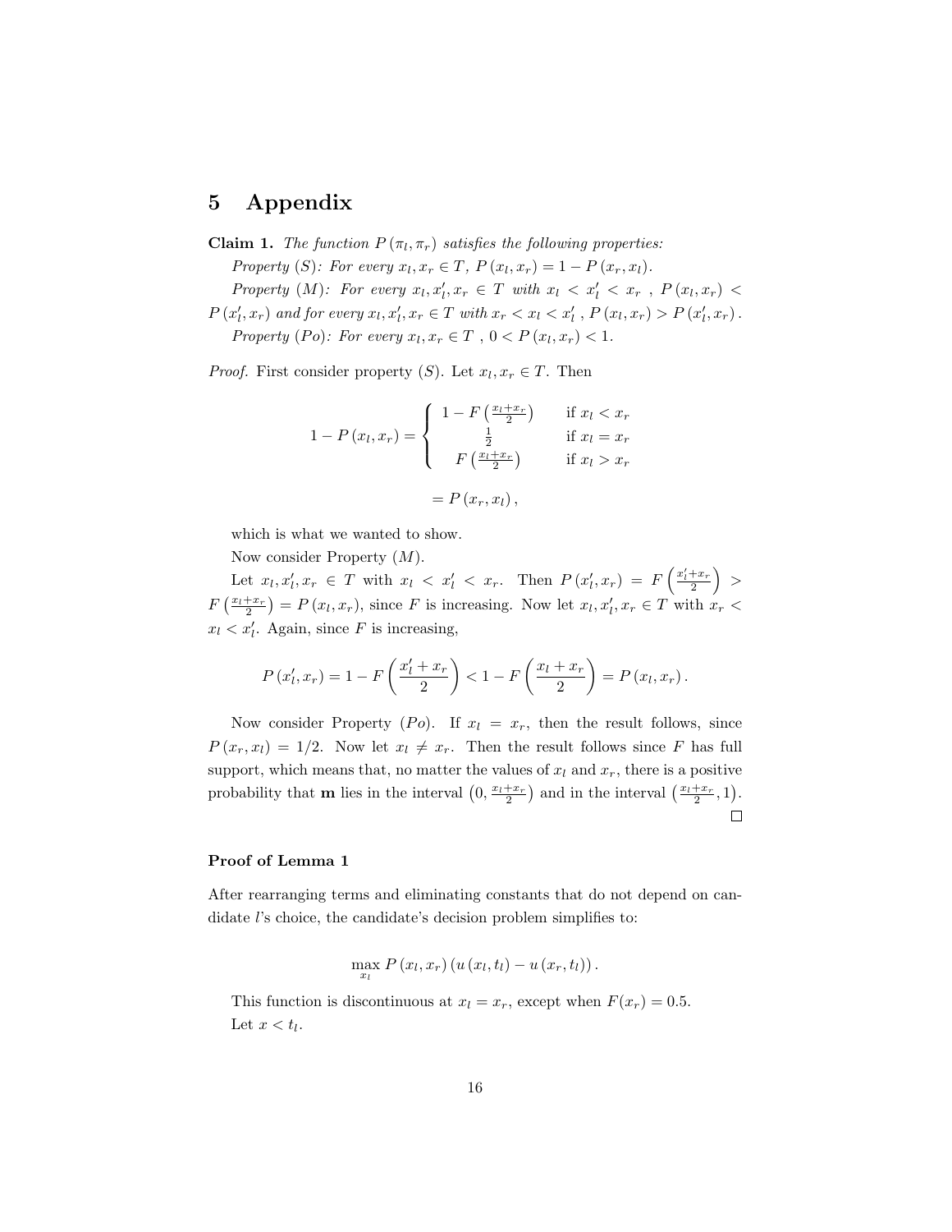# 5 Appendix

**Claim 1.** *The function $P(\pi_l, \pi_r)$ satisfies the following properties:*

*Property $(S)$: For every $x_l, x_r \in T$, $P(x_l, x_r) = 1 - P(x_r, x_l)$.*

*Property $(M)$: For every $x_l, x_l', x_r \in T$ with $x_l < x_l' < x_r$ , $P(x_l, x_r) < P(x_l', x_r)$ and for every $x_l, x_l', x_r \in T$ with $x_r < x_l < x_l'$ , $P(x_l, x_r) > P(x_l', x_r)$.*

*Property $(Po)$: For every $x_l, x_r \in T$ , $0 < P(x_l, x_r) < 1$.*

*Proof.* First consider property $(S)$. Let $x_l, x_r \in T$. Then

$$1 - P(x_l, x_r) = \begin{cases} 1 - F\left(\frac{x_l + x_r}{2}\right) & \text{if } x_l < x_r \\ \frac{1}{2} & \text{if } x_l = x_r \\ F\left(\frac{x_l + x_r}{2}\right) & \text{if } x_l > x_r \end{cases}$$

$$= P(x_r, x_l),$$

which is what we wanted to show.

Now consider Property $(M)$.

Let $x_l, x_l', x_r \in T$ with $x_l < x_l' < x_r$. Then $P(x_l', x_r) = F\left(\frac{x_l' + x_r}{2}\right) > F\left(\frac{x_l + x_r}{2}\right) = P(x_l, x_r)$, since $F$ is increasing. Now let $x_l, x_l', x_r \in T$ with $x_r < x_l < x_l'$. Again, since $F$ is increasing,

$$P(x_l', x_r) = 1 - F\left(\frac{x_l' + x_r}{2}\right) < 1 - F\left(\frac{x_l + x_r}{2}\right) = P(x_l, x_r).$$

Now consider Property $(Po)$. If $x_l = x_r$, then the result follows, since $P(x_r, x_l) = 1/2$. Now let $x_l \neq x_r$. Then the result follows since $F$ has full support, which means that, no matter the values of $x_l$ and $x_r$, there is a positive probability that $\mathbf{m}$ lies in the interval $\left(0, \frac{x_l + x_r}{2}\right)$ and in the interval $\left(\frac{x_l + x_r}{2}, 1\right)$. □

**Proof of Lemma 1**

After rearranging terms and eliminating constants that do not depend on candidate $l$'s choice, the candidate's decision problem simplifies to:

$$\max_{x_l} P(x_l, x_r)\left(u(x_l, t_l) - u(x_r, t_l)\right).$$

This function is discontinuous at $x_l = x_r$, except when $F(x_r) = 0.5$.

Let $x < t_l$.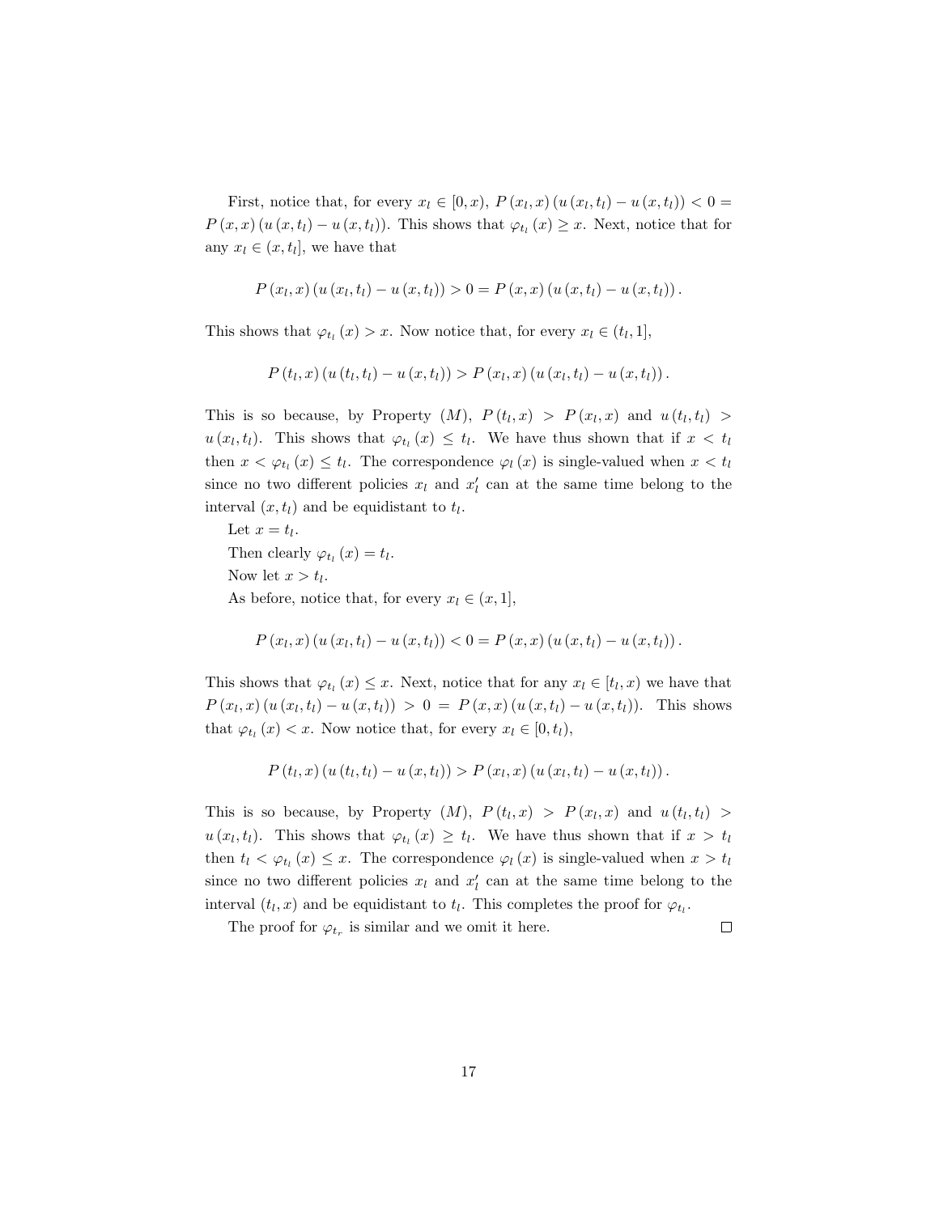First, notice that, for every $x_l \in [0, x)$, $P(x_l, x)(u(x_l, t_l) - u(x, t_l)) < 0 = P(x, x)(u(x, t_l) - u(x, t_l))$. This shows that $\varphi_{t_l}(x) \geq x$. Next, notice that for any $x_l \in (x, t_l]$, we have that

$$P(x_l, x)(u(x_l, t_l) - u(x, t_l)) > 0 = P(x, x)(u(x, t_l) - u(x, t_l)).$$

This shows that $\varphi_{t_l}(x) > x$. Now notice that, for every $x_l \in (t_l, 1]$,

$$P(t_l, x)(u(t_l, t_l) - u(x, t_l)) > P(x_l, x)(u(x_l, t_l) - u(x, t_l)).$$

This is so because, by Property $(M)$, $P(t_l, x) > P(x_l, x)$ and $u(t_l, t_l) > u(x_l, t_l)$. This shows that $\varphi_{t_l}(x) \leq t_l$. We have thus shown that if $x < t_l$ then $x < \varphi_{t_l}(x) \leq t_l$. The correspondence $\varphi_l(x)$ is single-valued when $x < t_l$ since no two different policies $x_l$ and $x_l'$ can at the same time belong to the interval $(x, t_l)$ and be equidistant to $t_l$.

Let $x = t_l$.

Then clearly $\varphi_{t_l}(x) = t_l$.

Now let $x > t_l$.

As before, notice that, for every $x_l \in (x, 1]$,

$$P(x_l, x)(u(x_l, t_l) - u(x, t_l)) < 0 = P(x, x)(u(x, t_l) - u(x, t_l)).$$

This shows that $\varphi_{t_l}(x) \leq x$. Next, notice that for any $x_l \in [t_l, x)$ we have that $P(x_l, x)(u(x_l, t_l) - u(x, t_l)) > 0 = P(x, x)(u(x, t_l) - u(x, t_l))$. This shows that $\varphi_{t_l}(x) < x$. Now notice that, for every $x_l \in [0, t_l)$,

$$P(t_l, x)(u(t_l, t_l) - u(x, t_l)) > P(x_l, x)(u(x_l, t_l) - u(x, t_l)).$$

This is so because, by Property $(M)$, $P(t_l, x) > P(x_l, x)$ and $u(t_l, t_l) > u(x_l, t_l)$. This shows that $\varphi_{t_l}(x) \geq t_l$. We have thus shown that if $x > t_l$ then $t_l < \varphi_{t_l}(x) \leq x$. The correspondence $\varphi_l(x)$ is single-valued when $x > t_l$ since no two different policies $x_l$ and $x_l'$ can at the same time belong to the interval $(t_l, x)$ and be equidistant to $t_l$. This completes the proof for $\varphi_{t_l}$.

The proof for $\varphi_{t_r}$ is similar and we omit it here. □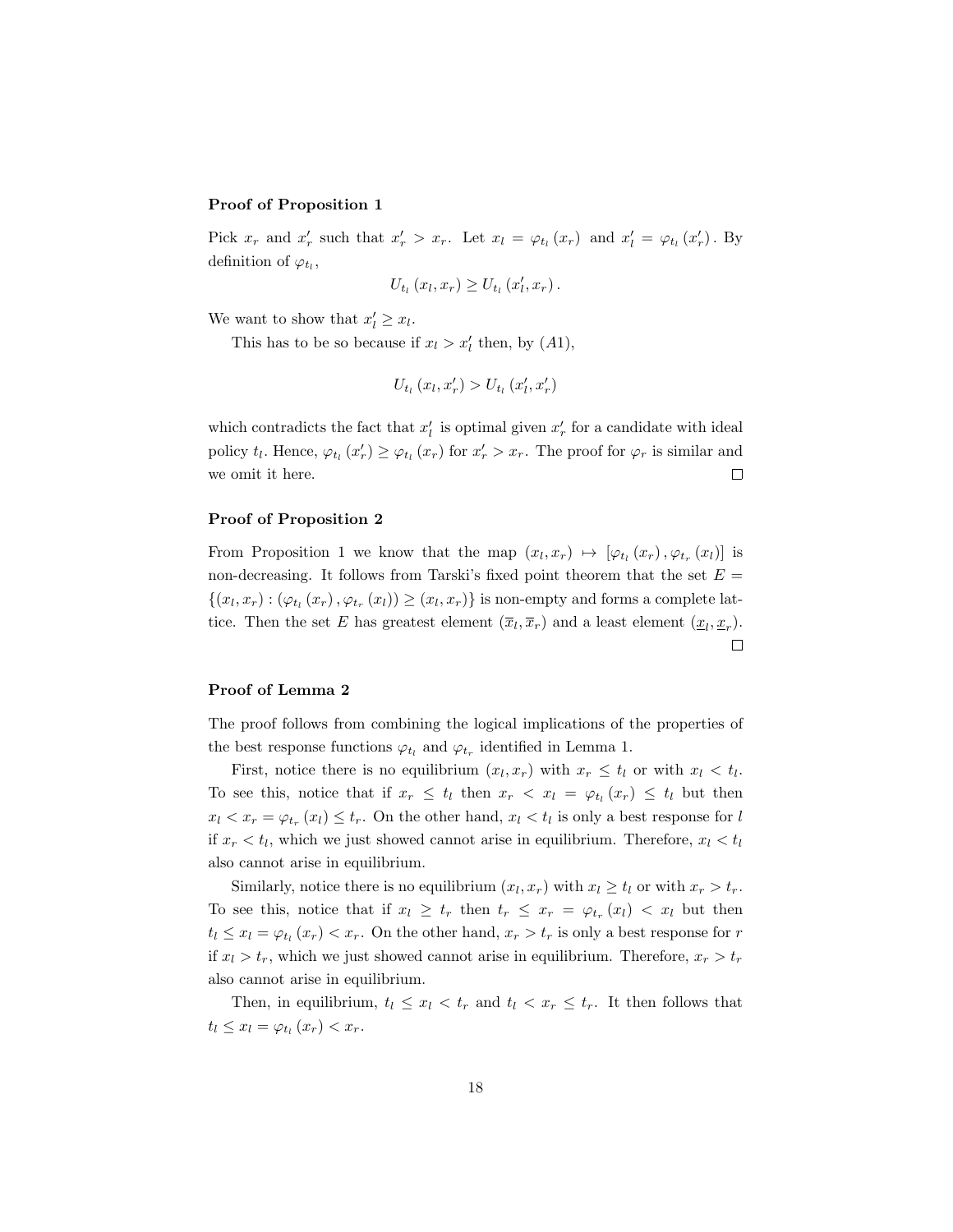**Proof of Proposition 1**

Pick $x_r$ and $x_r'$ such that $x_r' > x_r$. Let $x_l = \varphi_{t_l}(x_r)$ and $x_l' = \varphi_{t_l}(x_r')$. By definition of $\varphi_{t_l}$,

$$U_{t_l}(x_l, x_r) \geq U_{t_l}(x_l', x_r).$$

We want to show that $x_l' \geq x_l$.

This has to be so because if $x_l > x_l'$ then, by $(A1)$,

$$U_{t_l}(x_l, x_r') > U_{t_l}(x_l', x_r')$$

which contradicts the fact that $x_l'$ is optimal given $x_r'$ for a candidate with ideal policy $t_l$. Hence, $\varphi_{t_l}(x_r') \geq \varphi_{t_l}(x_r)$ for $x_r' > x_r$. The proof for $\varphi_r$ is similar and we omit it here. □

**Proof of Proposition 2**

From Proposition 1 we know that the map $(x_l, x_r) \mapsto [\varphi_{t_l}(x_r), \varphi_{t_r}(x_l)]$ is non-decreasing. It follows from Tarski's fixed point theorem that the set $E = \{(x_l, x_r) : (\varphi_{t_l}(x_r), \varphi_{t_r}(x_l)) \geq (x_l, x_r)\}$ is non-empty and forms a complete lattice. Then the set $E$ has greatest element $(\overline{x}_l, \overline{x}_r)$ and a least element $(\underline{x}_l, \underline{x}_r)$. □

**Proof of Lemma 2**

The proof follows from combining the logical implications of the properties of the best response functions $\varphi_{t_l}$ and $\varphi_{t_r}$ identified in Lemma 1.

First, notice there is no equilibrium $(x_l, x_r)$ with $x_r \leq t_l$ or with $x_l < t_l$. To see this, notice that if $x_r \leq t_l$ then $x_r < x_l = \varphi_{t_l}(x_r) \leq t_l$ but then $x_l < x_r = \varphi_{t_r}(x_l) \leq t_r$. On the other hand, $x_l < t_l$ is only a best response for $l$ if $x_r < t_l$, which we just showed cannot arise in equilibrium. Therefore, $x_l < t_l$ also cannot arise in equilibrium.

Similarly, notice there is no equilibrium $(x_l, x_r)$ with $x_l \geq t_l$ or with $x_r > t_r$. To see this, notice that if $x_l \geq t_r$ then $t_r \leq x_r = \varphi_{t_r}(x_l) < x_l$ but then $t_l \leq x_l = \varphi_{t_l}(x_r) < x_r$. On the other hand, $x_r > t_r$ is only a best response for $r$ if $x_l > t_r$, which we just showed cannot arise in equilibrium. Therefore, $x_r > t_r$ also cannot arise in equilibrium.

Then, in equilibrium, $t_l \leq x_l < t_r$ and $t_l < x_r \leq t_r$. It then follows that $t_l \leq x_l = \varphi_{t_l}(x_r) < x_r$.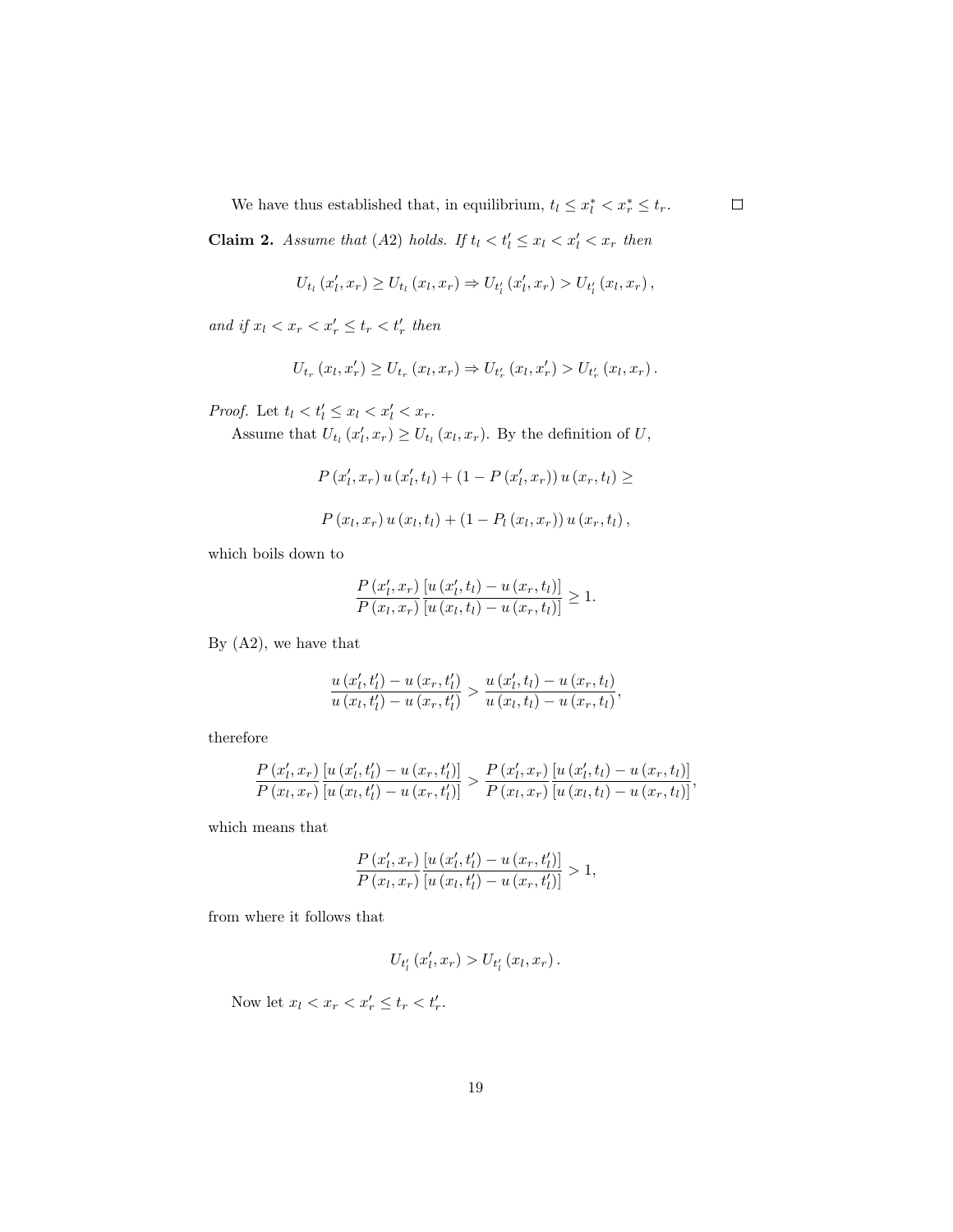We have thus established that, in equilibrium, $t_l \leq x_l^* < x_r^* \leq t_r$. $\square$

**Claim 2.** *Assume that (A2) holds. If $t_l < t_l' \leq x_l < x_l' < x_r$ then*

$$U_{t_l}(x_l', x_r) \geq U_{t_l}(x_l, x_r) \Rightarrow U_{t_l'}(x_l', x_r) > U_{t_l'}(x_l, x_r),$$

*and if $x_l < x_r < x_r' \leq t_r < t_r'$ then*

$$U_{t_r}(x_l, x_r') \geq U_{t_r}(x_l, x_r) \Rightarrow U_{t_r'}(x_l, x_r') > U_{t_r'}(x_l, x_r).$$

*Proof.* Let $t_l < t_l' \leq x_l < x_l' < x_r$.

Assume that $U_{t_l}(x_l', x_r) \geq U_{t_l}(x_l, x_r)$. By the definition of $U$,

$$P(x_l', x_r)\, u(x_l', t_l) + (1 - P(x_l', x_r))\, u(x_r, t_l) \geq$$

$$P(x_l, x_r)\, u(x_l, t_l) + (1 - P_l(x_l, x_r))\, u(x_r, t_l),$$

which boils down to

$$\frac{P(x_l', x_r)}{P(x_l, x_r)} \frac{[u(x_l', t_l) - u(x_r, t_l)]}{[u(x_l, t_l) - u(x_r, t_l)]} \geq 1.$$

By (A2), we have that

$$\frac{u(x_l', t_l') - u(x_r, t_l')}{u(x_l, t_l') - u(x_r, t_l')} > \frac{u(x_l', t_l) - u(x_r, t_l)}{u(x_l, t_l) - u(x_r, t_l)},$$

therefore

$$\frac{P(x_l', x_r)}{P(x_l, x_r)} \frac{[u(x_l', t_l') - u(x_r, t_l')]}{[u(x_l, t_l') - u(x_r, t_l')]} > \frac{P(x_l', x_r)}{P(x_l, x_r)} \frac{[u(x_l', t_l) - u(x_r, t_l)]}{[u(x_l, t_l) - u(x_r, t_l)]},$$

which means that

$$\frac{P(x_l', x_r)}{P(x_l, x_r)} \frac{[u(x_l', t_l') - u(x_r, t_l')]}{[u(x_l, t_l') - u(x_r, t_l')]} > 1,$$

from where it follows that

$$U_{t_l'}(x_l', x_r) > U_{t_l'}(x_l, x_r).$$

Now let $x_l < x_r < x_r' \leq t_r < t_r'$.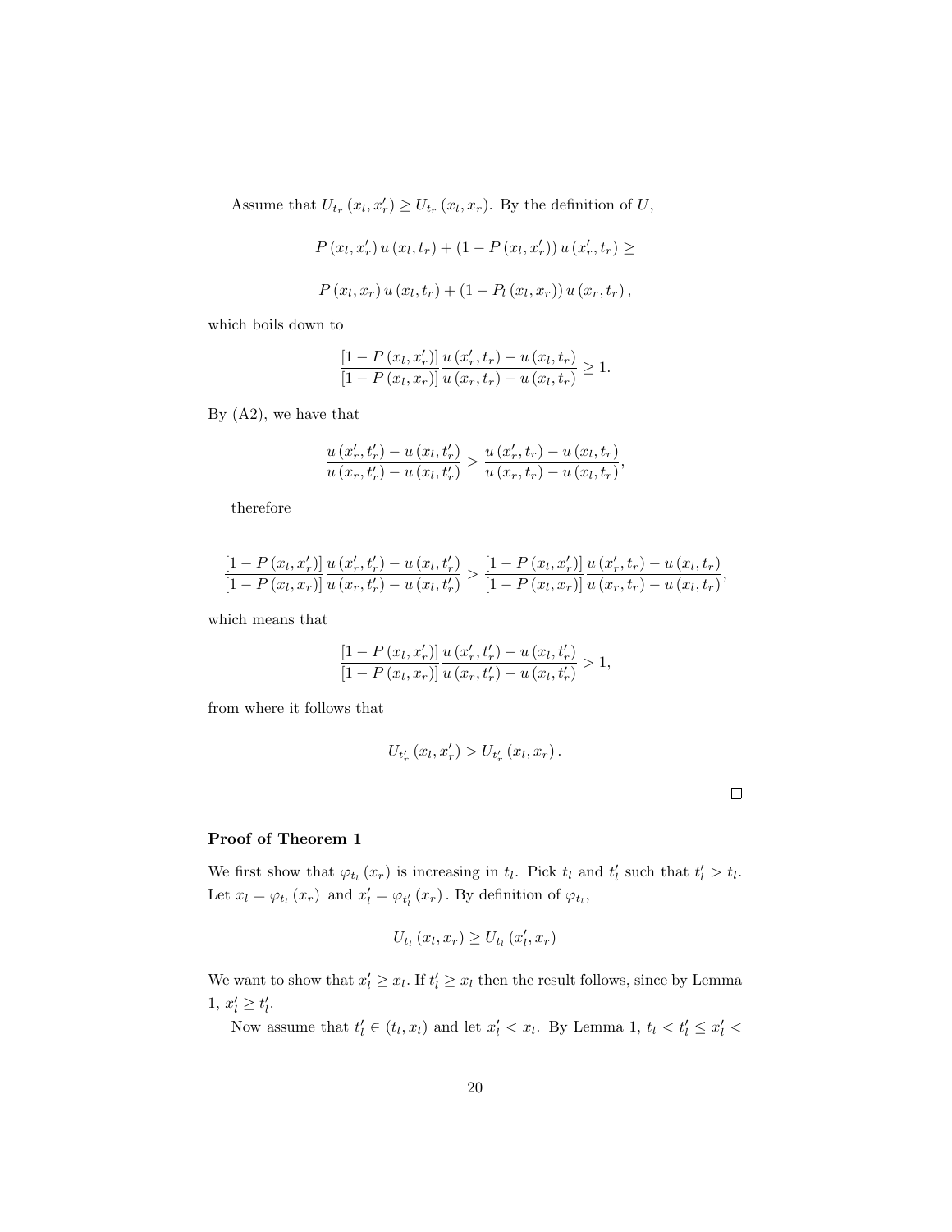Assume that $U_{t_r}(x_l, x_r') \geq U_{t_r}(x_l, x_r)$. By the definition of $U$,

$$P(x_l, x_r') u(x_l, t_r) + (1 - P(x_l, x_r')) u(x_r', t_r) \geq$$

$$P(x_l, x_r) u(x_l, t_r) + (1 - P_l(x_l, x_r)) u(x_r, t_r),$$

which boils down to

$$\frac{[1 - P(x_l, x_r')]}{[1 - P(x_l, x_r)]} \frac{u(x_r', t_r) - u(x_l, t_r)}{u(x_r, t_r) - u(x_l, t_r)} \geq 1.$$

By (A2), we have that

$$\frac{u(x_r', t_r') - u(x_l, t_r')}{u(x_r, t_r') - u(x_l, t_r')} > \frac{u(x_r', t_r) - u(x_l, t_r)}{u(x_r, t_r) - u(x_l, t_r)},$$

therefore

$$\frac{[1 - P(x_l, x_r')]}{[1 - P(x_l, x_r)]} \frac{u(x_r', t_r') - u(x_l, t_r')}{u(x_r, t_r') - u(x_l, t_r')} > \frac{[1 - P(x_l, x_r')]}{[1 - P(x_l, x_r)]} \frac{u(x_r', t_r) - u(x_l, t_r)}{u(x_r, t_r) - u(x_l, t_r)},$$

which means that

$$\frac{[1 - P(x_l, x_r')]}{[1 - P(x_l, x_r)]} \frac{u(x_r', t_r') - u(x_l, t_r')}{u(x_r, t_r') - u(x_l, t_r')} > 1,$$

from where it follows that

$$U_{t_r'}(x_l, x_r') > U_{t_r'}(x_l, x_r).$$

$\square$

**Proof of Theorem 1**

We first show that $\varphi_{t_l}(x_r)$ is increasing in $t_l$. Pick $t_l$ and $t_l'$ such that $t_l' > t_l$. Let $x_l = \varphi_{t_l}(x_r)$ and $x_l' = \varphi_{t_l'}(x_r)$. By definition of $\varphi_{t_l}$,

$$U_{t_l}(x_l, x_r) \geq U_{t_l}(x_l', x_r)$$

We want to show that $x_l' \geq x_l$. If $t_l' \geq x_l$ then the result follows, since by Lemma 1, $x_l' \geq t_l'$.

Now assume that $t_l' \in (t_l, x_l)$ and let $x_l' < x_l$. By Lemma 1, $t_l < t_l' \leq x_l' <$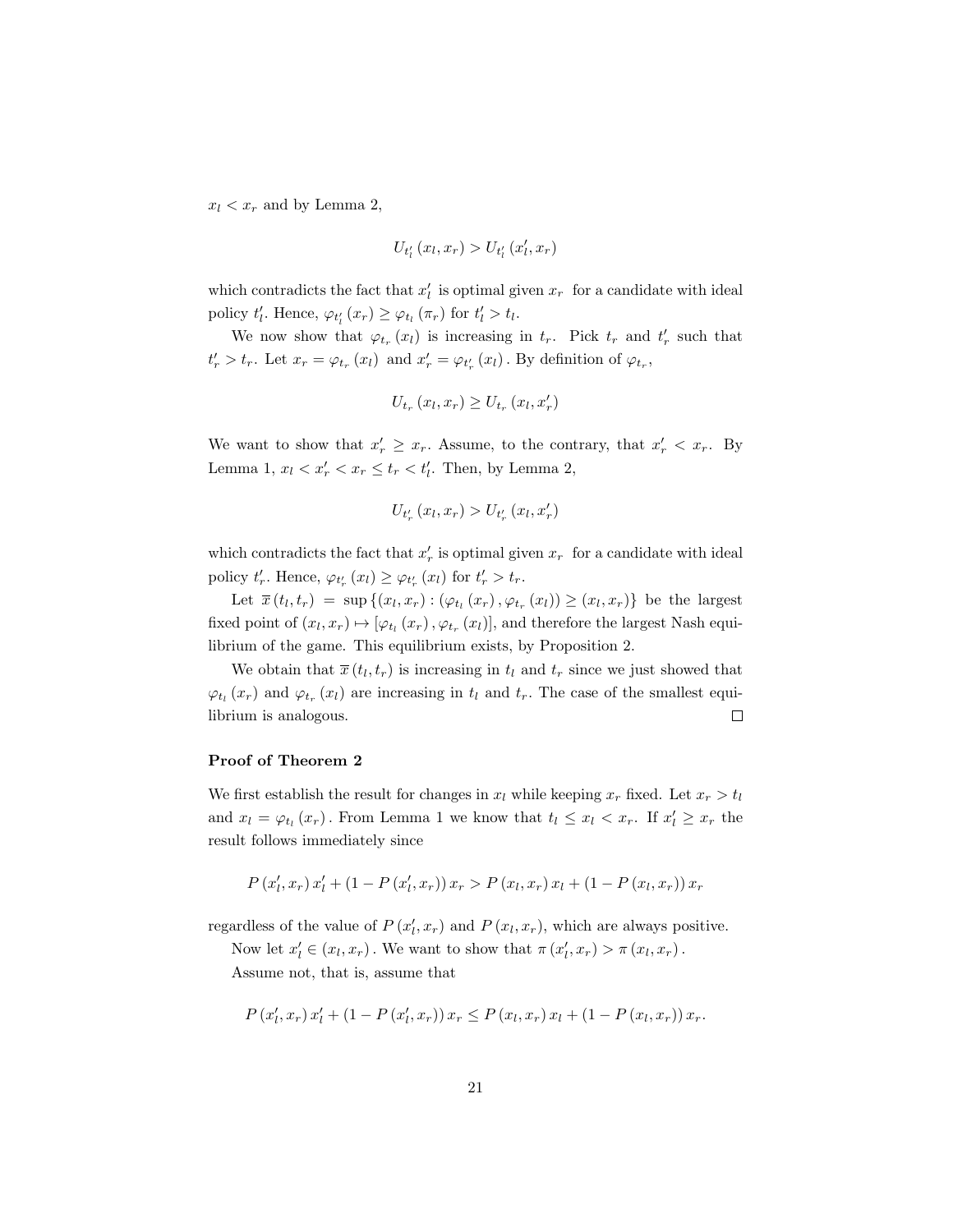$x_l < x_r$ and by Lemma 2,

$$U_{t_l'}(x_l, x_r) > U_{t_l'}(x_l', x_r)$$

which contradicts the fact that $x_l'$ is optimal given $x_r$ for a candidate with ideal policy $t_l'$. Hence, $\varphi_{t_l'}(x_r) \geq \varphi_{t_l}(\pi_r)$ for $t_l' > t_l$.

We now show that $\varphi_{t_r}(x_l)$ is increasing in $t_r$. Pick $t_r$ and $t_r'$ such that $t_r' > t_r$. Let $x_r = \varphi_{t_r}(x_l)$ and $x_r' = \varphi_{t_r'}(x_l)$. By definition of $\varphi_{t_r}$,

$$U_{t_r}(x_l, x_r) \geq U_{t_r}(x_l, x_r')$$

We want to show that $x_r' \geq x_r$. Assume, to the contrary, that $x_r' < x_r$. By Lemma 1, $x_l < x_r' < x_r \leq t_r < t_l'$. Then, by Lemma 2,

$$U_{t_r'}(x_l, x_r) > U_{t_r'}(x_l, x_r')$$

which contradicts the fact that $x_r'$ is optimal given $x_r$ for a candidate with ideal policy $t_r'$. Hence, $\varphi_{t_r'}(x_l) \geq \varphi_{t_r'}(x_l)$ for $t_r' > t_r$.

Let $\overline{x}(t_l, t_r) = \sup\{(x_l, x_r) : (\varphi_{t_l}(x_r), \varphi_{t_r}(x_l)) \geq (x_l, x_r)\}$ be the largest fixed point of $(x_l, x_r) \mapsto [\varphi_{t_l}(x_r), \varphi_{t_r}(x_l)]$, and therefore the largest Nash equilibrium of the game. This equilibrium exists, by Proposition 2.

We obtain that $\overline{x}(t_l, t_r)$ is increasing in $t_l$ and $t_r$ since we just showed that $\varphi_{t_l}(x_r)$ and $\varphi_{t_r}(x_l)$ are increasing in $t_l$ and $t_r$. The case of the smallest equilibrium is analogous. $\square$

**Proof of Theorem 2**

We first establish the result for changes in $x_l$ while keeping $x_r$ fixed. Let $x_r > t_l$ and $x_l = \varphi_{t_l}(x_r)$. From Lemma 1 we know that $t_l \leq x_l < x_r$. If $x_l' \geq x_r$ the result follows immediately since

$$P(x_l', x_r)\, x_l' + (1 - P(x_l', x_r))\, x_r > P(x_l, x_r)\, x_l + (1 - P(x_l, x_r))\, x_r$$

regardless of the value of $P(x_l', x_r)$ and $P(x_l, x_r)$, which are always positive.

Now let $x_l' \in (x_l, x_r)$. We want to show that $\pi(x_l', x_r) > \pi(x_l, x_r)$.

Assume not, that is, assume that

$$P(x_l', x_r)\, x_l' + (1 - P(x_l', x_r))\, x_r \leq P(x_l, x_r)\, x_l + (1 - P(x_l, x_r))\, x_r.$$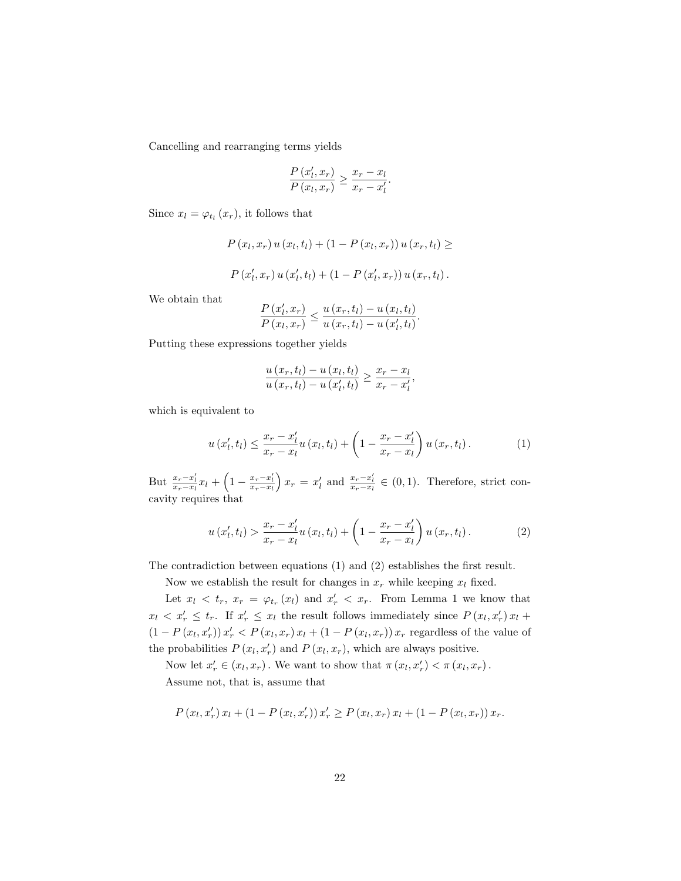Cancelling and rearranging terms yields

$$\frac{P(x_l', x_r)}{P(x_l, x_r)} \geq \frac{x_r - x_l}{x_r - x_l'}.$$

Since $x_l = \varphi_{t_l}(x_r)$, it follows that

$$P(x_l, x_r)\, u(x_l, t_l) + (1 - P(x_l, x_r))\, u(x_r, t_l) \geq$$

$$P(x_l', x_r)\, u(x_l', t_l) + (1 - P(x_l', x_r))\, u(x_r, t_l).$$

We obtain that

$$\frac{P(x_l', x_r)}{P(x_l, x_r)} \leq \frac{u(x_r, t_l) - u(x_l, t_l)}{u(x_r, t_l) - u(x_l', t_l)}.$$

Putting these expressions together yields

$$\frac{u(x_r, t_l) - u(x_l, t_l)}{u(x_r, t_l) - u(x_l', t_l)} \geq \frac{x_r - x_l}{x_r - x_l'},$$

which is equivalent to

$$u(x_l', t_l) \leq \frac{x_r - x_l'}{x_r - x_l} u(x_l, t_l) + \left(1 - \frac{x_r - x_l'}{x_r - x_l}\right) u(x_r, t_l). \tag{1}$$

But $\frac{x_r - x_l'}{x_r - x_l} x_l + \left(1 - \frac{x_r - x_l'}{x_r - x_l}\right) x_r = x_l'$ and $\frac{x_r - x_l'}{x_r - x_l} \in (0, 1)$. Therefore, strict concavity requires that

$$u(x_l', t_l) > \frac{x_r - x_l'}{x_r - x_l} u(x_l, t_l) + \left(1 - \frac{x_r - x_l'}{x_r - x_l}\right) u(x_r, t_l). \tag{2}$$

The contradiction between equations (1) and (2) establishes the first result.

Now we establish the result for changes in $x_r$ while keeping $x_l$ fixed.

Let $x_l < t_r$, $x_r = \varphi_{t_r}(x_l)$ and $x_r' < x_r$. From Lemma 1 we know that $x_l < x_r' \leq t_r$. If $x_r' \leq x_l$ the result follows immediately since $P(x_l, x_r')\, x_l + (1 - P(x_l, x_r'))\, x_r' < P(x_l, x_r)\, x_l + (1 - P(x_l, x_r))\, x_r$ regardless of the value of the probabilities $P(x_l, x_r')$ and $P(x_l, x_r)$, which are always positive.

Now let $x_r' \in (x_l, x_r)$. We want to show that $\pi(x_l, x_r') < \pi(x_l, x_r)$.

Assume not, that is, assume that

$$P(x_l, x_r')\, x_l + (1 - P(x_l, x_r'))\, x_r' \geq P(x_l, x_r)\, x_l + (1 - P(x_l, x_r))\, x_r.$$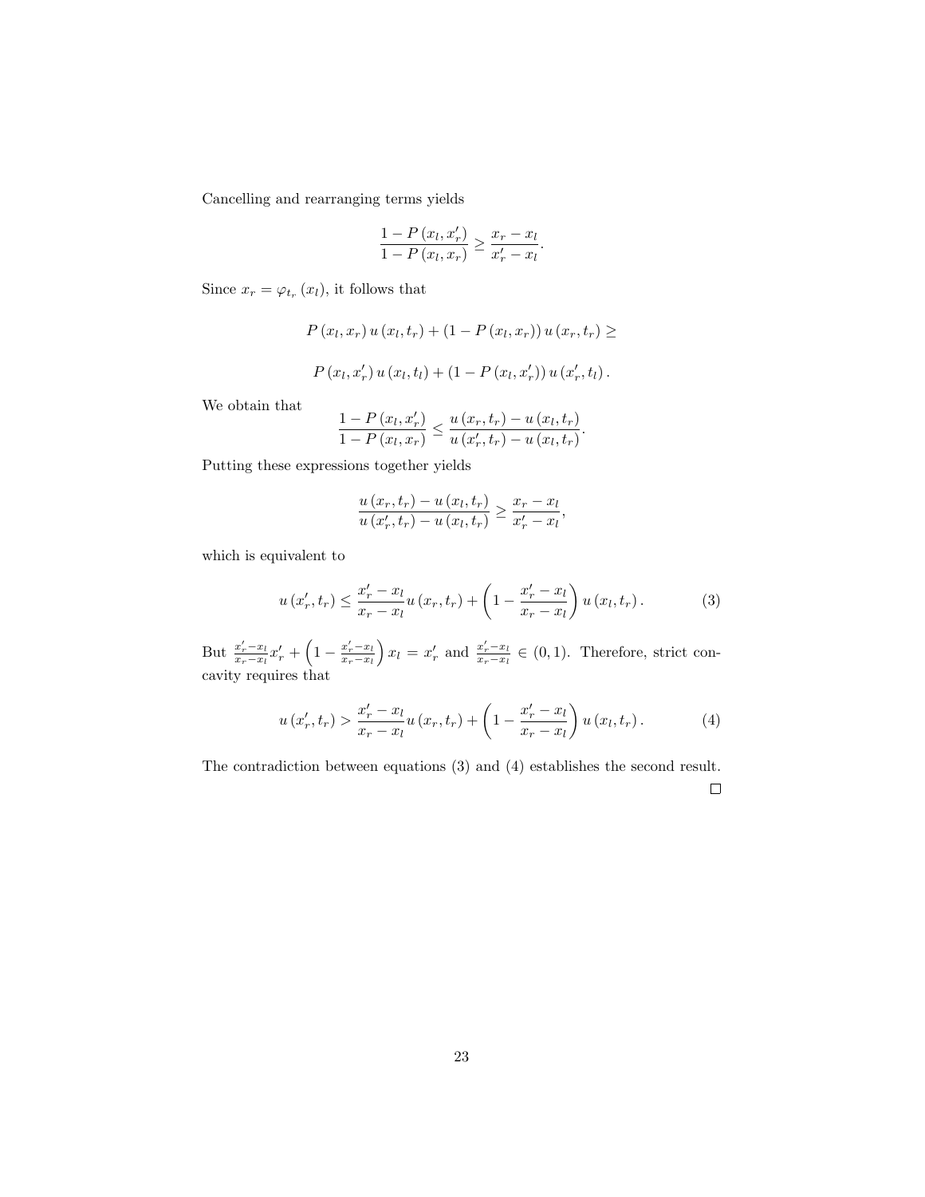Cancelling and rearranging terms yields

$$\frac{1-P\left(x_l,x_r'\right)}{1-P\left(x_l,x_r\right)} \geq \frac{x_r-x_l}{x_r'-x_l}.$$

Since $x_r = \varphi_{t_r}\left(x_l\right)$, it follows that

$$P\left(x_l,x_r\right)u\left(x_l,t_r\right)+\left(1-P\left(x_l,x_r\right)\right)u\left(x_r,t_r\right) \geq$$

$$P\left(x_l,x_r'\right)u\left(x_l,t_l\right)+\left(1-P\left(x_l,x_r'\right)\right)u\left(x_r',t_l\right).$$

We obtain that

$$\frac{1-P\left(x_l,x_r'\right)}{1-P\left(x_l,x_r\right)} \leq \frac{u\left(x_r,t_r\right)-u\left(x_l,t_r\right)}{u\left(x_r',t_r\right)-u\left(x_l,t_r\right)}.$$

Putting these expressions together yields

$$\frac{u\left(x_r,t_r\right)-u\left(x_l,t_r\right)}{u\left(x_r',t_r\right)-u\left(x_l,t_r\right)} \geq \frac{x_r-x_l}{x_r'-x_l},$$

which is equivalent to

$$u\left(x_r',t_r\right) \leq \frac{x_r'-x_l}{x_r-x_l}u\left(x_r,t_r\right)+\left(1-\frac{x_r'-x_l}{x_r-x_l}\right)u\left(x_l,t_r\right). \tag{3}$$

But $\frac{x_r'-x_l}{x_r-x_l}x_r'+\left(1-\frac{x_r'-x_l}{x_r-x_l}\right)x_l = x_r'$ and $\frac{x_r'-x_l}{x_r-x_l} \in (0,1)$. Therefore, strict concavity requires that

$$u\left(x_r',t_r\right) > \frac{x_r'-x_l}{x_r-x_l}u\left(x_r,t_r\right)+\left(1-\frac{x_r'-x_l}{x_r-x_l}\right)u\left(x_l,t_r\right). \tag{4}$$

The contradiction between equations (3) and (4) establishes the second result.

□